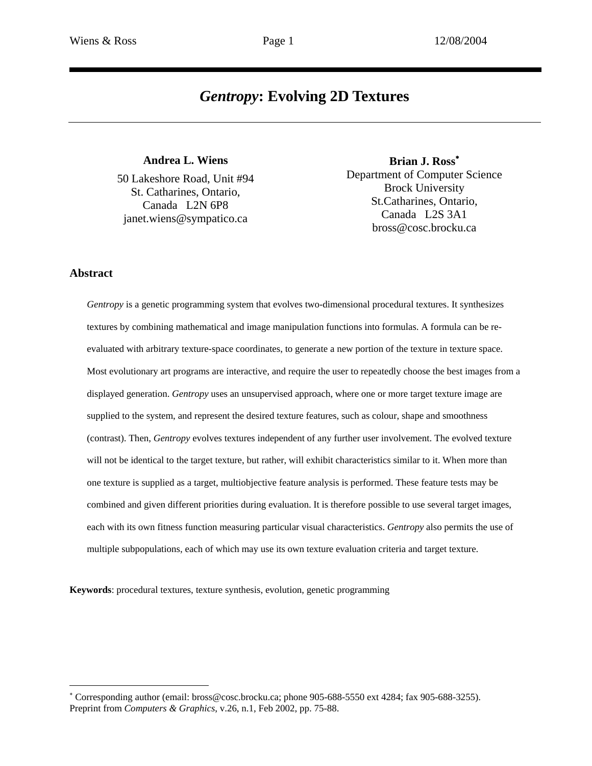# *Gentropy*: Evolving 2D Textures

**Andrea L. Wiens**
50 Lakeshore Road, Unit #94
St. Catharines, Ontario,
Canada L2N 6P8
janet.wiens@sympatico.ca

**Brian J. Ross***
Department of Computer Science
Brock University
St.Catharines, Ontario,
Canada L2S 3A1
bross@cosc.brocku.ca

## Abstract

*Gentropy* is a genetic programming system that evolves two-dimensional procedural textures. It synthesizes textures by combining mathematical and image manipulation functions into formulas. A formula can be re-evaluated with arbitrary texture-space coordinates, to generate a new portion of the texture in texture space. Most evolutionary art programs are interactive, and require the user to repeatedly choose the best images from a displayed generation. *Gentropy* uses an unsupervised approach, where one or more target texture image are supplied to the system, and represent the desired texture features, such as colour, shape and smoothness (contrast). Then, *Gentropy* evolves textures independent of any further user involvement. The evolved texture will not be identical to the target texture, but rather, will exhibit characteristics similar to it. When more than one texture is supplied as a target, multiobjective feature analysis is performed. These feature tests may be combined and given different priorities during evaluation. It is therefore possible to use several target images, each with its own fitness function measuring particular visual characteristics. *Gentropy* also permits the use of multiple subpopulations, each of which may use its own texture evaluation criteria and target texture.

**Keywords**: procedural textures, texture synthesis, evolution, genetic programming

---

* Corresponding author (email: bross@cosc.brocku.ca; phone 905-688-5550 ext 4284; fax 905-688-3255).
Preprint from *Computers & Graphics*, v.26, n.1, Feb 2002, pp. 75-88.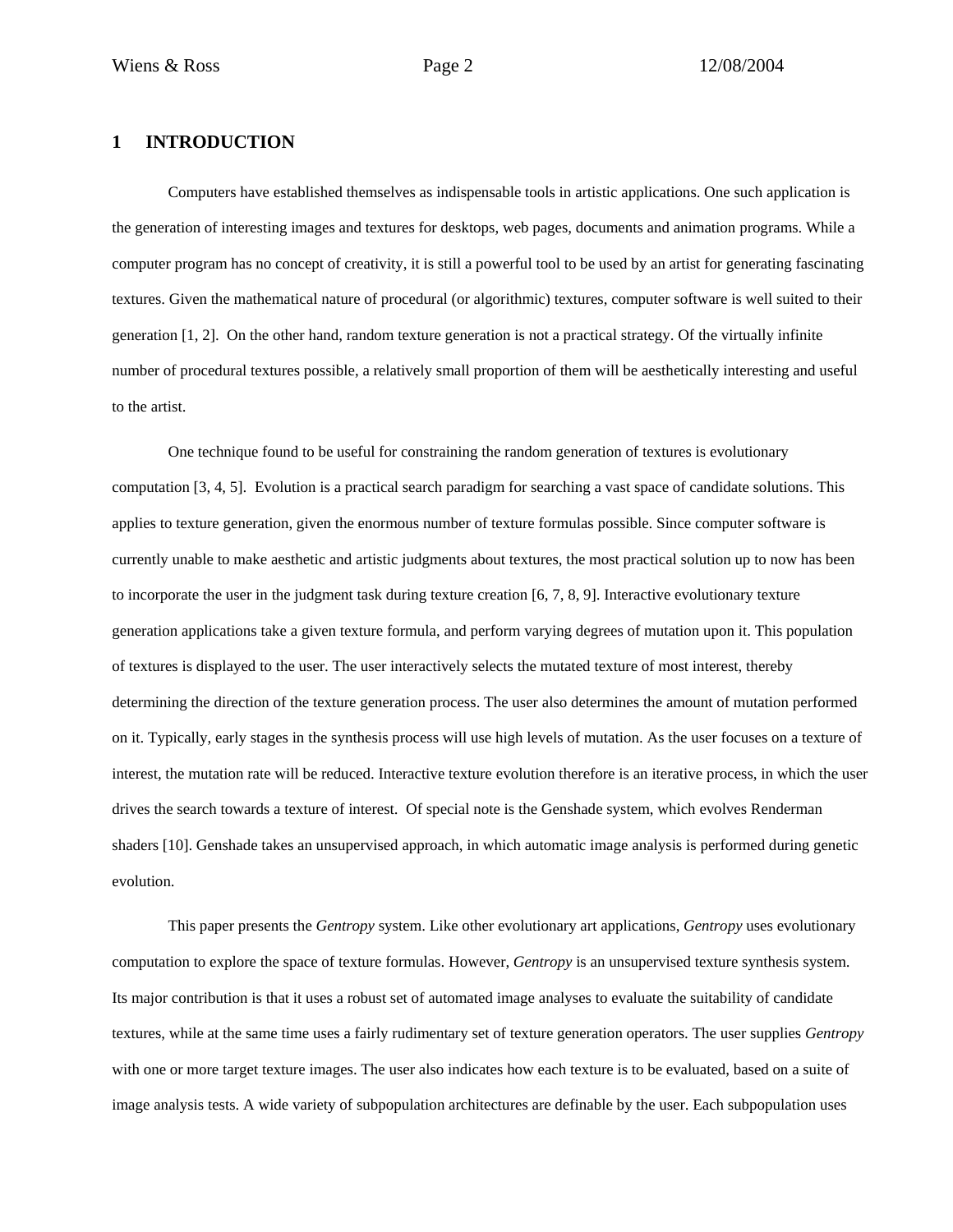## 1 INTRODUCTION

Computers have established themselves as indispensable tools in artistic applications. One such application is the generation of interesting images and textures for desktops, web pages, documents and animation programs. While a computer program has no concept of creativity, it is still a powerful tool to be used by an artist for generating fascinating textures. Given the mathematical nature of procedural (or algorithmic) textures, computer software is well suited to their generation [1, 2]. On the other hand, random texture generation is not a practical strategy. Of the virtually infinite number of procedural textures possible, a relatively small proportion of them will be aesthetically interesting and useful to the artist.

One technique found to be useful for constraining the random generation of textures is evolutionary computation [3, 4, 5]. Evolution is a practical search paradigm for searching a vast space of candidate solutions. This applies to texture generation, given the enormous number of texture formulas possible. Since computer software is currently unable to make aesthetic and artistic judgments about textures, the most practical solution up to now has been to incorporate the user in the judgment task during texture creation [6, 7, 8, 9]. Interactive evolutionary texture generation applications take a given texture formula, and perform varying degrees of mutation upon it. This population of textures is displayed to the user. The user interactively selects the mutated texture of most interest, thereby determining the direction of the texture generation process. The user also determines the amount of mutation performed on it. Typically, early stages in the synthesis process will use high levels of mutation. As the user focuses on a texture of interest, the mutation rate will be reduced. Interactive texture evolution therefore is an iterative process, in which the user drives the search towards a texture of interest. Of special note is the Genshade system, which evolves Renderman shaders [10]. Genshade takes an unsupervised approach, in which automatic image analysis is performed during genetic evolution.

This paper presents the *Gentropy* system. Like other evolutionary art applications, *Gentropy* uses evolutionary computation to explore the space of texture formulas. However, *Gentropy* is an unsupervised texture synthesis system. Its major contribution is that it uses a robust set of automated image analyses to evaluate the suitability of candidate textures, while at the same time uses a fairly rudimentary set of texture generation operators. The user supplies *Gentropy* with one or more target texture images. The user also indicates how each texture is to be evaluated, based on a suite of image analysis tests. A wide variety of subpopulation architectures are definable by the user. Each subpopulation uses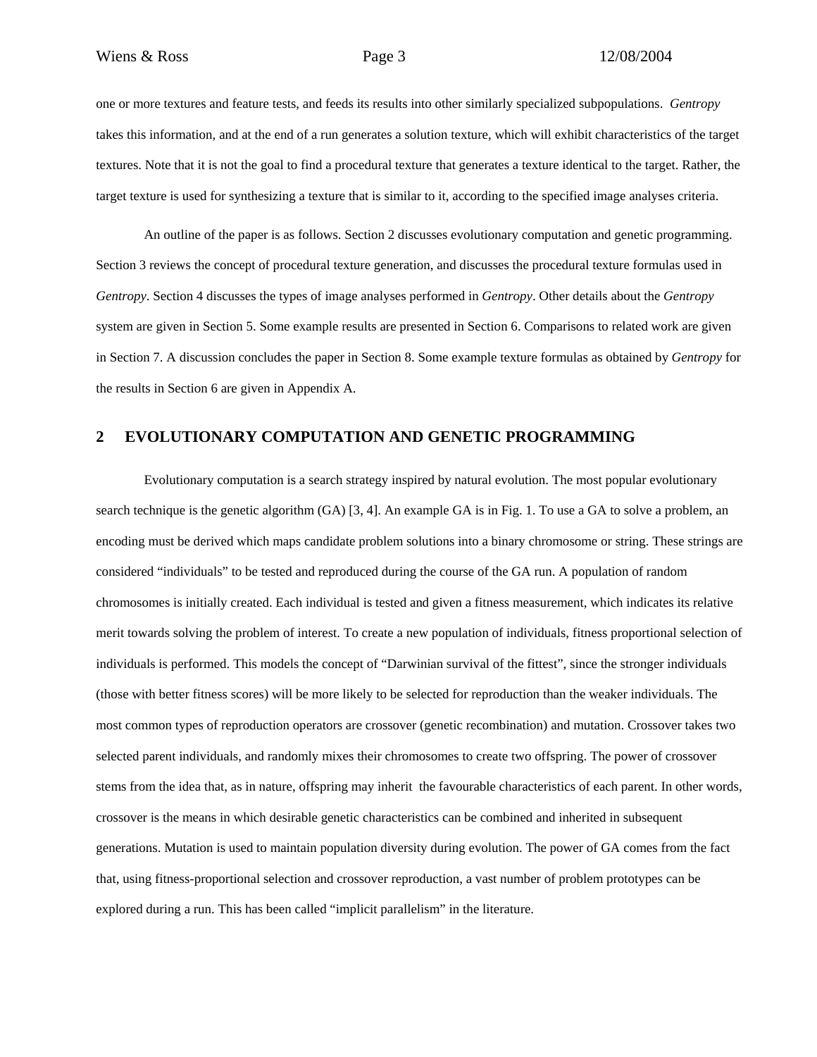one or more textures and feature tests, and feeds its results into other similarly specialized subpopulations. *Gentropy* takes this information, and at the end of a run generates a solution texture, which will exhibit characteristics of the target textures. Note that it is not the goal to find a procedural texture that generates a texture identical to the target. Rather, the target texture is used for synthesizing a texture that is similar to it, according to the specified image analyses criteria.

An outline of the paper is as follows. Section 2 discusses evolutionary computation and genetic programming. Section 3 reviews the concept of procedural texture generation, and discusses the procedural texture formulas used in *Gentropy*. Section 4 discusses the types of image analyses performed in *Gentropy*. Other details about the *Gentropy* system are given in Section 5. Some example results are presented in Section 6. Comparisons to related work are given in Section 7. A discussion concludes the paper in Section 8. Some example texture formulas as obtained by *Gentropy* for the results in Section 6 are given in Appendix A.

## 2 EVOLUTIONARY COMPUTATION AND GENETIC PROGRAMMING

Evolutionary computation is a search strategy inspired by natural evolution. The most popular evolutionary search technique is the genetic algorithm (GA) [3, 4]. An example GA is in Fig. 1. To use a GA to solve a problem, an encoding must be derived which maps candidate problem solutions into a binary chromosome or string. These strings are considered "individuals" to be tested and reproduced during the course of the GA run. A population of random chromosomes is initially created. Each individual is tested and given a fitness measurement, which indicates its relative merit towards solving the problem of interest. To create a new population of individuals, fitness proportional selection of individuals is performed. This models the concept of "Darwinian survival of the fittest", since the stronger individuals (those with better fitness scores) will be more likely to be selected for reproduction than the weaker individuals. The most common types of reproduction operators are crossover (genetic recombination) and mutation. Crossover takes two selected parent individuals, and randomly mixes their chromosomes to create two offspring. The power of crossover stems from the idea that, as in nature, offspring may inherit the favourable characteristics of each parent. In other words, crossover is the means in which desirable genetic characteristics can be combined and inherited in subsequent generations. Mutation is used to maintain population diversity during evolution. The power of GA comes from the fact that, using fitness-proportional selection and crossover reproduction, a vast number of problem prototypes can be explored during a run. This has been called "implicit parallelism" in the literature.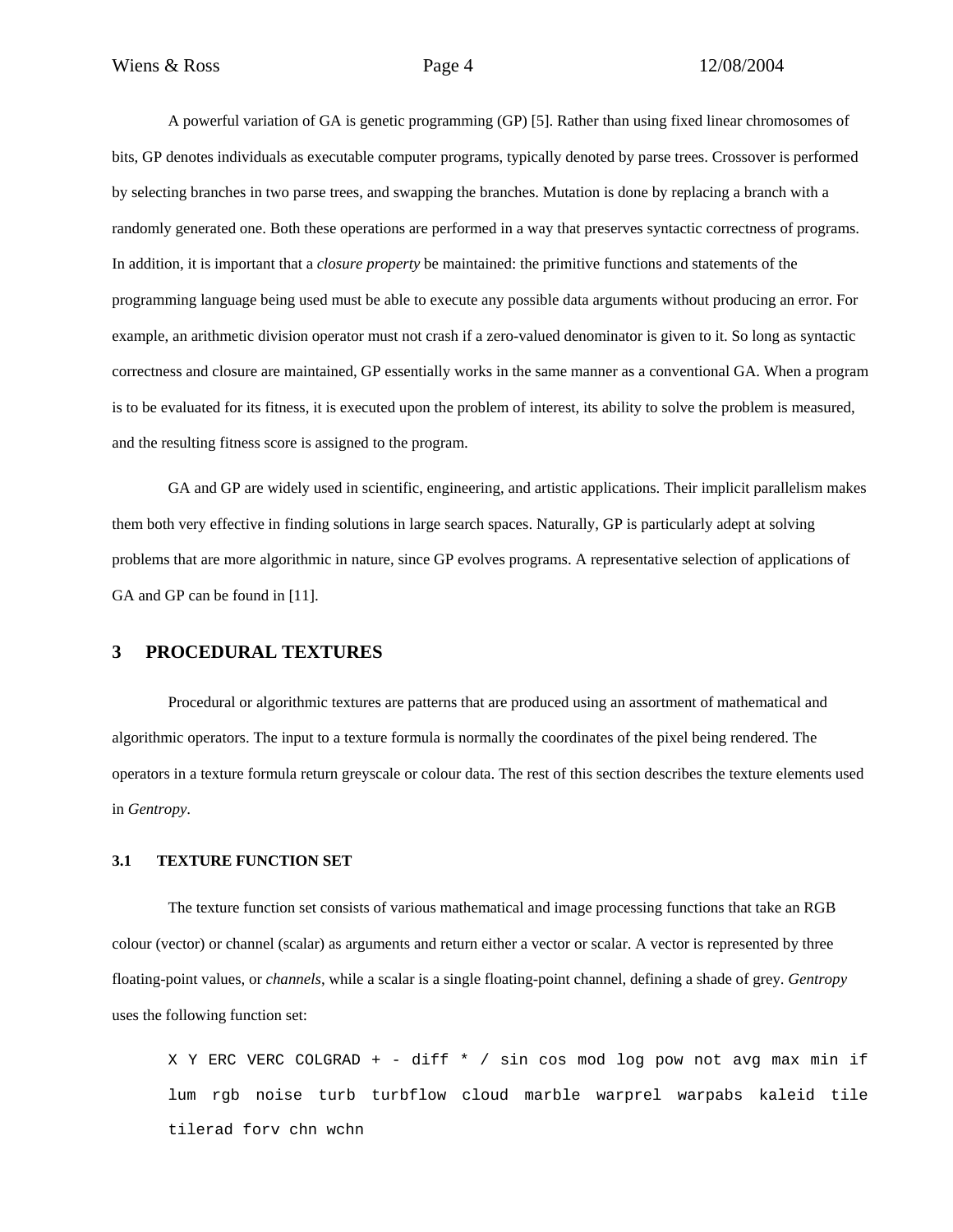A powerful variation of GA is genetic programming (GP) [5]. Rather than using fixed linear chromosomes of bits, GP denotes individuals as executable computer programs, typically denoted by parse trees. Crossover is performed by selecting branches in two parse trees, and swapping the branches. Mutation is done by replacing a branch with a randomly generated one. Both these operations are performed in a way that preserves syntactic correctness of programs. In addition, it is important that a *closure property* be maintained: the primitive functions and statements of the programming language being used must be able to execute any possible data arguments without producing an error. For example, an arithmetic division operator must not crash if a zero-valued denominator is given to it. So long as syntactic correctness and closure are maintained, GP essentially works in the same manner as a conventional GA. When a program is to be evaluated for its fitness, it is executed upon the problem of interest, its ability to solve the problem is measured, and the resulting fitness score is assigned to the program.

GA and GP are widely used in scientific, engineering, and artistic applications. Their implicit parallelism makes them both very effective in finding solutions in large search spaces. Naturally, GP is particularly adept at solving problems that are more algorithmic in nature, since GP evolves programs. A representative selection of applications of GA and GP can be found in [11].

## 3 PROCEDURAL TEXTURES

Procedural or algorithmic textures are patterns that are produced using an assortment of mathematical and algorithmic operators. The input to a texture formula is normally the coordinates of the pixel being rendered. The operators in a texture formula return greyscale or colour data. The rest of this section describes the texture elements used in *Gentropy*.

### 3.1 TEXTURE FUNCTION SET

The texture function set consists of various mathematical and image processing functions that take an RGB colour (vector) or channel (scalar) as arguments and return either a vector or scalar. A vector is represented by three floating-point values, or *channels*, while a scalar is a single floating-point channel, defining a shade of grey. *Gentropy* uses the following function set:

```
X Y ERC VERC COLGRAD + - diff * / sin cos mod log pow not avg max min if
lum rgb noise turb turbflow cloud marble warprel warpabs kaleid tile
tilerad forv chn wchn
```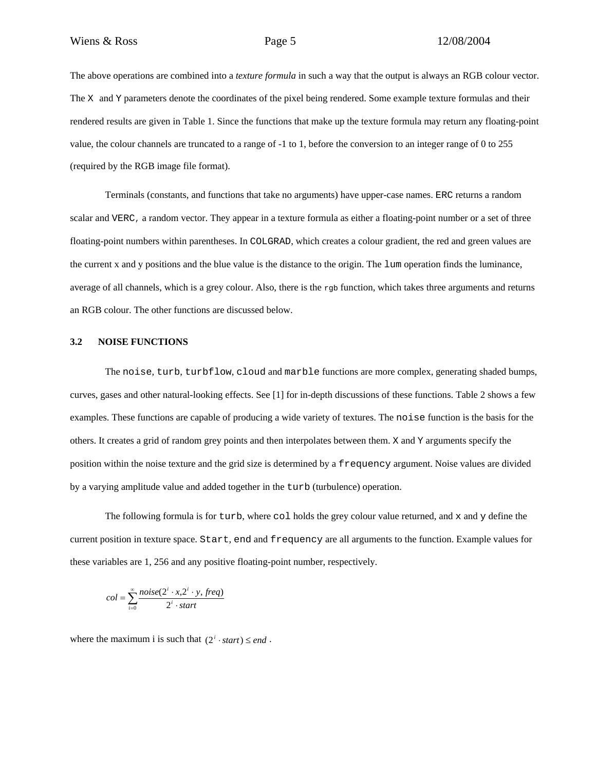The above operations are combined into a *texture formula* in such a way that the output is always an RGB colour vector. The `X` and `Y` parameters denote the coordinates of the pixel being rendered. Some example texture formulas and their rendered results are given in Table 1. Since the functions that make up the texture formula may return any floating-point value, the colour channels are truncated to a range of -1 to 1, before the conversion to an integer range of 0 to 255 (required by the RGB image file format).

Terminals (constants, and functions that take no arguments) have upper-case names. `ERC` returns a random scalar and `VERC`, a random vector. They appear in a texture formula as either a floating-point number or a set of three floating-point numbers within parentheses. In `COLGRAD`, which creates a colour gradient, the red and green values are the current x and y positions and the blue value is the distance to the origin. The `lum` operation finds the luminance, average of all channels, which is a grey colour. Also, there is the `rgb` function, which takes three arguments and returns an RGB colour. The other functions are discussed below.

### 3.2 NOISE FUNCTIONS

The `noise`, `turb`, `turbflow`, `cloud` and `marble` functions are more complex, generating shaded bumps, curves, gases and other natural-looking effects. See [1] for in-depth discussions of these functions. Table 2 shows a few examples. These functions are capable of producing a wide variety of textures. The `noise` function is the basis for the others. It creates a grid of random grey points and then interpolates between them. `X` and `Y` arguments specify the position within the noise texture and the grid size is determined by a `frequency` argument. Noise values are divided by a varying amplitude value and added together in the `turb` (turbulence) operation.

The following formula is for `turb`, where `col` holds the grey colour value returned, and `x` and `y` define the current position in texture space. `Start`, `end` and `frequency` are all arguments to the function. Example values for these variables are 1, 256 and any positive floating-point number, respectively.

$$col = \sum_{i=0}^{\infty} \frac{noise(2^i \cdot x, 2^i \cdot y, freq)}{2^i \cdot start}$$

where the maximum i is such that $(2^i \cdot start) \leq end$ .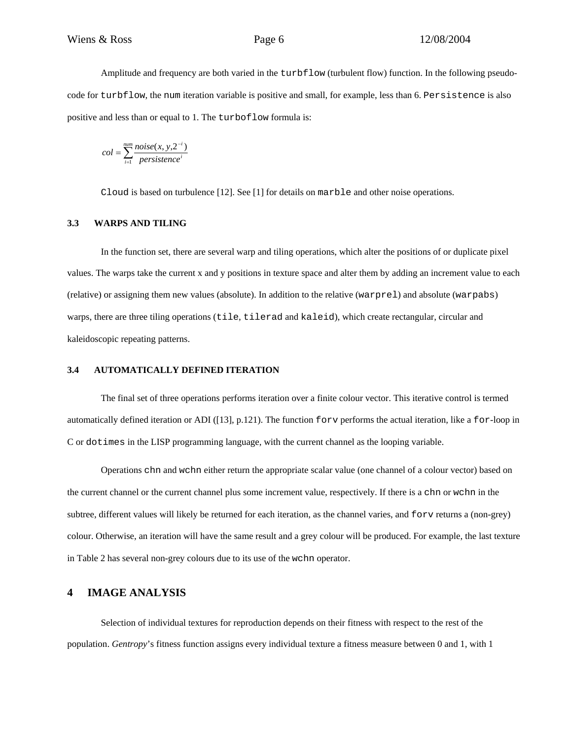Amplitude and frequency are both varied in the `turbflow` (turbulent flow) function. In the following pseudo-code for `turbflow`, the `num` iteration variable is positive and small, for example, less than 6. `Persistence` is also positive and less than or equal to 1. The `turboflow` formula is:

$$col = \sum_{i=1}^{num} \frac{noise(x, y, 2^{-i})}{persistence^{i}}$$

`Cloud` is based on turbulence [12]. See [1] for details on `marble` and other noise operations.

### 3.3 WARPS AND TILING

In the function set, there are several warp and tiling operations, which alter the positions of or duplicate pixel values. The warps take the current x and y positions in texture space and alter them by adding an increment value to each (relative) or assigning them new values (absolute). In addition to the relative (`warprel`) and absolute (`warpabs`) warps, there are three tiling operations (`tile`, `tilerad` and `kaleid`), which create rectangular, circular and kaleidoscopic repeating patterns.

### 3.4 AUTOMATICALLY DEFINED ITERATION

The final set of three operations performs iteration over a finite colour vector. This iterative control is termed automatically defined iteration or ADI ([13], p.121). The function `forv` performs the actual iteration, like a `for`-loop in C or `dotimes` in the LISP programming language, with the current channel as the looping variable.

Operations `chn` and `wchn` either return the appropriate scalar value (one channel of a colour vector) based on the current channel or the current channel plus some increment value, respectively. If there is a `chn` or `wchn` in the subtree, different values will likely be returned for each iteration, as the channel varies, and `forv` returns a (non-grey) colour. Otherwise, an iteration will have the same result and a grey colour will be produced. For example, the last texture in Table 2 has several non-grey colours due to its use of the `wchn` operator.

## 4 IMAGE ANALYSIS

Selection of individual textures for reproduction depends on their fitness with respect to the rest of the population. *Gentropy*'s fitness function assigns every individual texture a fitness measure between 0 and 1, with 1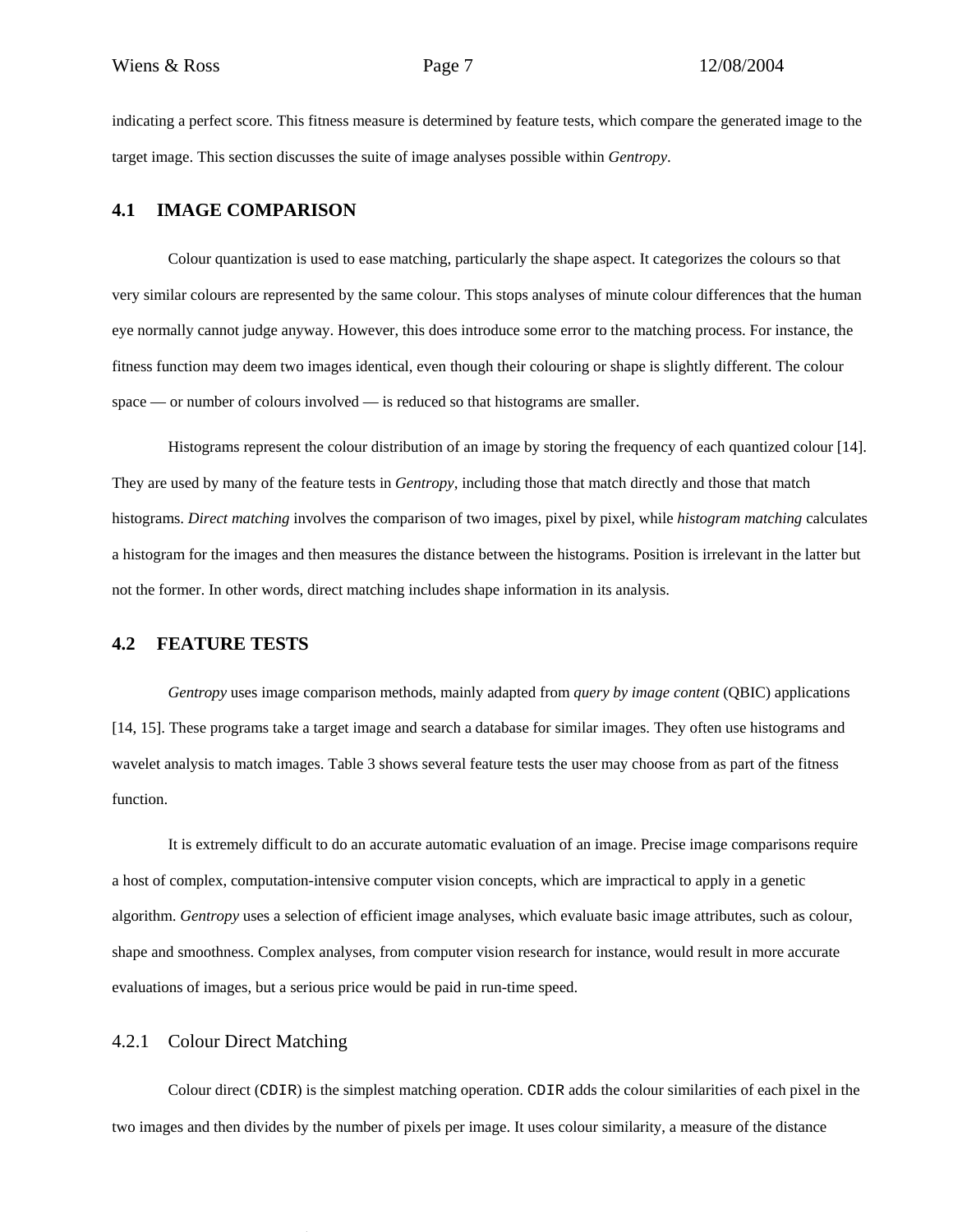indicating a perfect score. This fitness measure is determined by feature tests, which compare the generated image to the target image. This section discusses the suite of image analyses possible within *Gentropy*.

## 4.1 IMAGE COMPARISON

Colour quantization is used to ease matching, particularly the shape aspect. It categorizes the colours so that very similar colours are represented by the same colour. This stops analyses of minute colour differences that the human eye normally cannot judge anyway. However, this does introduce some error to the matching process. For instance, the fitness function may deem two images identical, even though their colouring or shape is slightly different. The colour space — or number of colours involved — is reduced so that histograms are smaller.

Histograms represent the colour distribution of an image by storing the frequency of each quantized colour [14]. They are used by many of the feature tests in *Gentropy*, including those that match directly and those that match histograms. *Direct matching* involves the comparison of two images, pixel by pixel, while *histogram matching* calculates a histogram for the images and then measures the distance between the histograms. Position is irrelevant in the latter but not the former. In other words, direct matching includes shape information in its analysis.

## 4.2 FEATURE TESTS

*Gentropy* uses image comparison methods, mainly adapted from *query by image content* (QBIC) applications [14, 15]. These programs take a target image and search a database for similar images. They often use histograms and wavelet analysis to match images. Table 3 shows several feature tests the user may choose from as part of the fitness function.

It is extremely difficult to do an accurate automatic evaluation of an image. Precise image comparisons require a host of complex, computation-intensive computer vision concepts, which are impractical to apply in a genetic algorithm. *Gentropy* uses a selection of efficient image analyses, which evaluate basic image attributes, such as colour, shape and smoothness. Complex analyses, from computer vision research for instance, would result in more accurate evaluations of images, but a serious price would be paid in run-time speed.

### 4.2.1 Colour Direct Matching

Colour direct (`CDIR`) is the simplest matching operation. `CDIR` adds the colour similarities of each pixel in the two images and then divides by the number of pixels per image. It uses colour similarity, a measure of the distance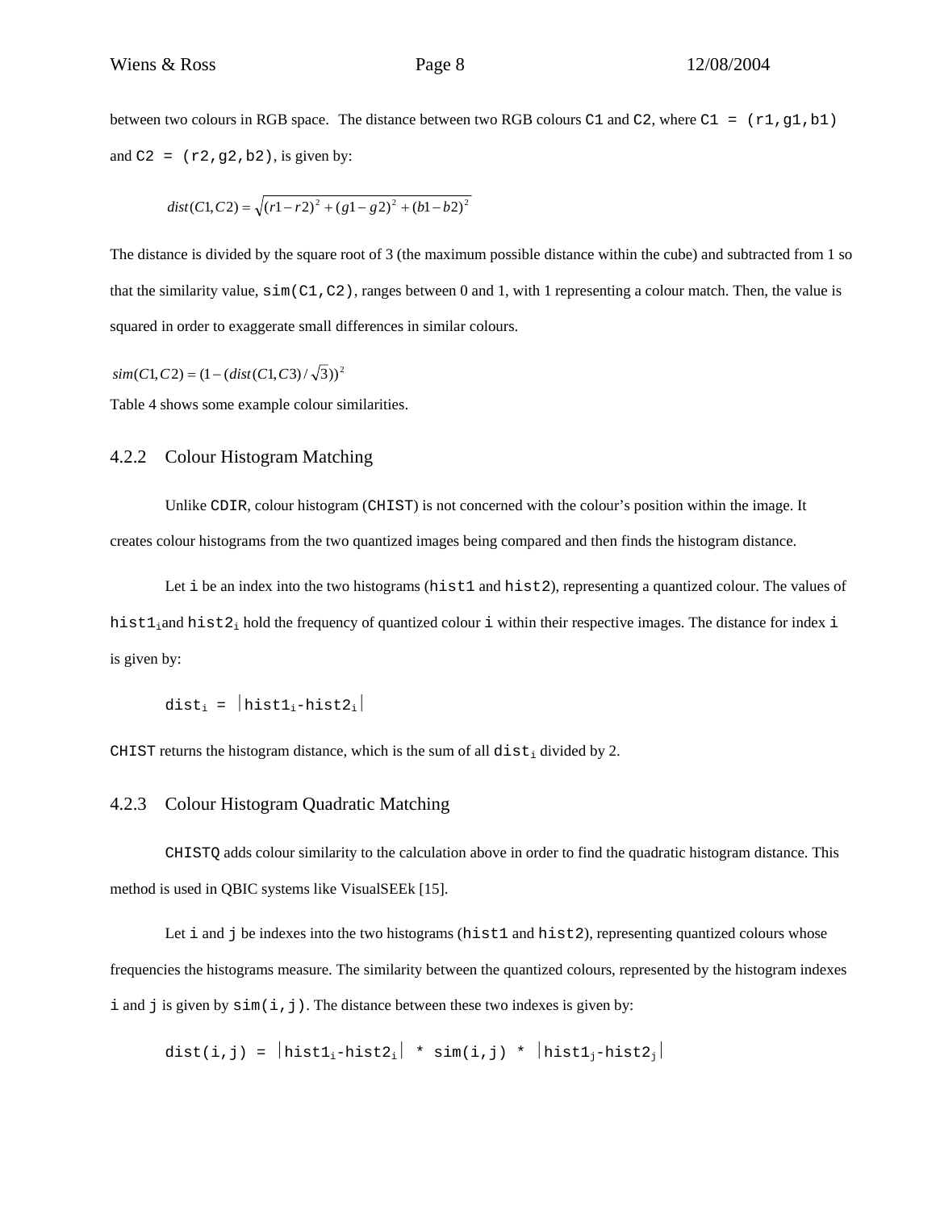between two colours in RGB space. The distance between two RGB colours `C1` and `C2`, where `C1 = (r1,g1,b1)` and `C2 = (r2,g2,b2)`, is given by:

$$dist(C1,C2) = \sqrt{(r1-r2)^2 + (g1-g2)^2 + (b1-b2)^2}$$

The distance is divided by the square root of 3 (the maximum possible distance within the cube) and subtracted from 1 so that the similarity value, `sim(C1,C2)`, ranges between 0 and 1, with 1 representing a colour match. Then, the value is squared in order to exaggerate small differences in similar colours.

$$sim(C1,C2) = (1-(dist(C1,C3)/\sqrt{3}))^2$$

Table 4 shows some example colour similarities.

### 4.2.2 Colour Histogram Matching

Unlike `CDIR`, colour histogram (`CHIST`) is not concerned with the colour's position within the image. It creates colour histograms from the two quantized images being compared and then finds the histogram distance.

Let `i` be an index into the two histograms (`hist1` and `hist2`), representing a quantized colour. The values of $hist1_i$ and $hist2_i$ hold the frequency of quantized colour `i` within their respective images. The distance for index `i` is given by:

$$dist_i = |hist1_i - hist2_i|$$

`CHIST` returns the histogram distance, which is the sum of all $dist_i$ divided by 2.

### 4.2.3 Colour Histogram Quadratic Matching

`CHISTQ` adds colour similarity to the calculation above in order to find the quadratic histogram distance. This method is used in QBIC systems like VisualSEEk [15].

Let `i` and `j` be indexes into the two histograms (`hist1` and `hist2`), representing quantized colours whose frequencies the histograms measure. The similarity between the quantized colours, represented by the histogram indexes `i` and `j` is given by `sim(i,j)`. The distance between these two indexes is given by:

$$dist(i,j) = |hist1_i - hist2_i| * sim(i,j) * |hist1_j - hist2_j|$$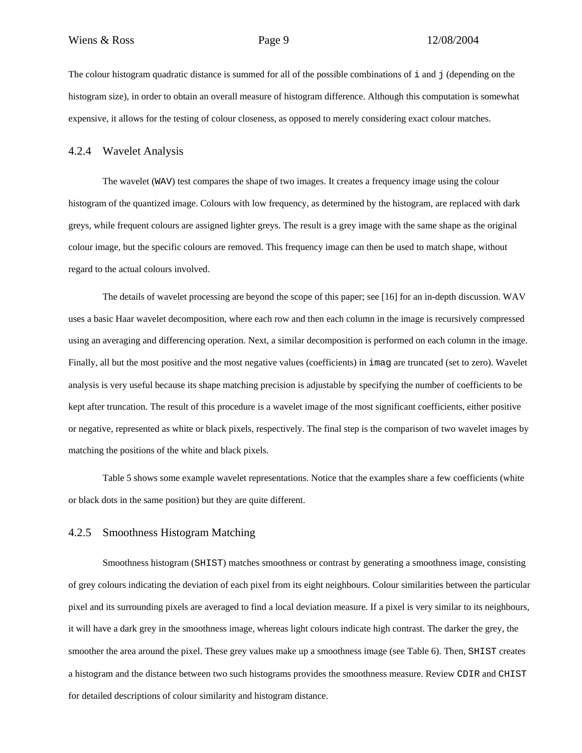The colour histogram quadratic distance is summed for all of the possible combinations of `i` and `j` (depending on the histogram size), in order to obtain an overall measure of histogram difference. Although this computation is somewhat expensive, it allows for the testing of colour closeness, as opposed to merely considering exact colour matches.

### 4.2.4 Wavelet Analysis

The wavelet (`WAV`) test compares the shape of two images. It creates a frequency image using the colour histogram of the quantized image. Colours with low frequency, as determined by the histogram, are replaced with dark greys, while frequent colours are assigned lighter greys. The result is a grey image with the same shape as the original colour image, but the specific colours are removed. This frequency image can then be used to match shape, without regard to the actual colours involved.

The details of wavelet processing are beyond the scope of this paper; see [16] for an in-depth discussion. WAV uses a basic Haar wavelet decomposition, where each row and then each column in the image is recursively compressed using an averaging and differencing operation. Next, a similar decomposition is performed on each column in the image. Finally, all but the most positive and the most negative values (coefficients) in `imag` are truncated (set to zero). Wavelet analysis is very useful because its shape matching precision is adjustable by specifying the number of coefficients to be kept after truncation. The result of this procedure is a wavelet image of the most significant coefficients, either positive or negative, represented as white or black pixels, respectively. The final step is the comparison of two wavelet images by matching the positions of the white and black pixels.

Table 5 shows some example wavelet representations. Notice that the examples share a few coefficients (white or black dots in the same position) but they are quite different.

### 4.2.5 Smoothness Histogram Matching

Smoothness histogram (`SHIST`) matches smoothness or contrast by generating a smoothness image, consisting of grey colours indicating the deviation of each pixel from its eight neighbours. Colour similarities between the particular pixel and its surrounding pixels are averaged to find a local deviation measure. If a pixel is very similar to its neighbours, it will have a dark grey in the smoothness image, whereas light colours indicate high contrast. The darker the grey, the smoother the area around the pixel. These grey values make up a smoothness image (see Table 6). Then, `SHIST` creates a histogram and the distance between two such histograms provides the smoothness measure. Review `CDIR` and `CHIST` for detailed descriptions of colour similarity and histogram distance.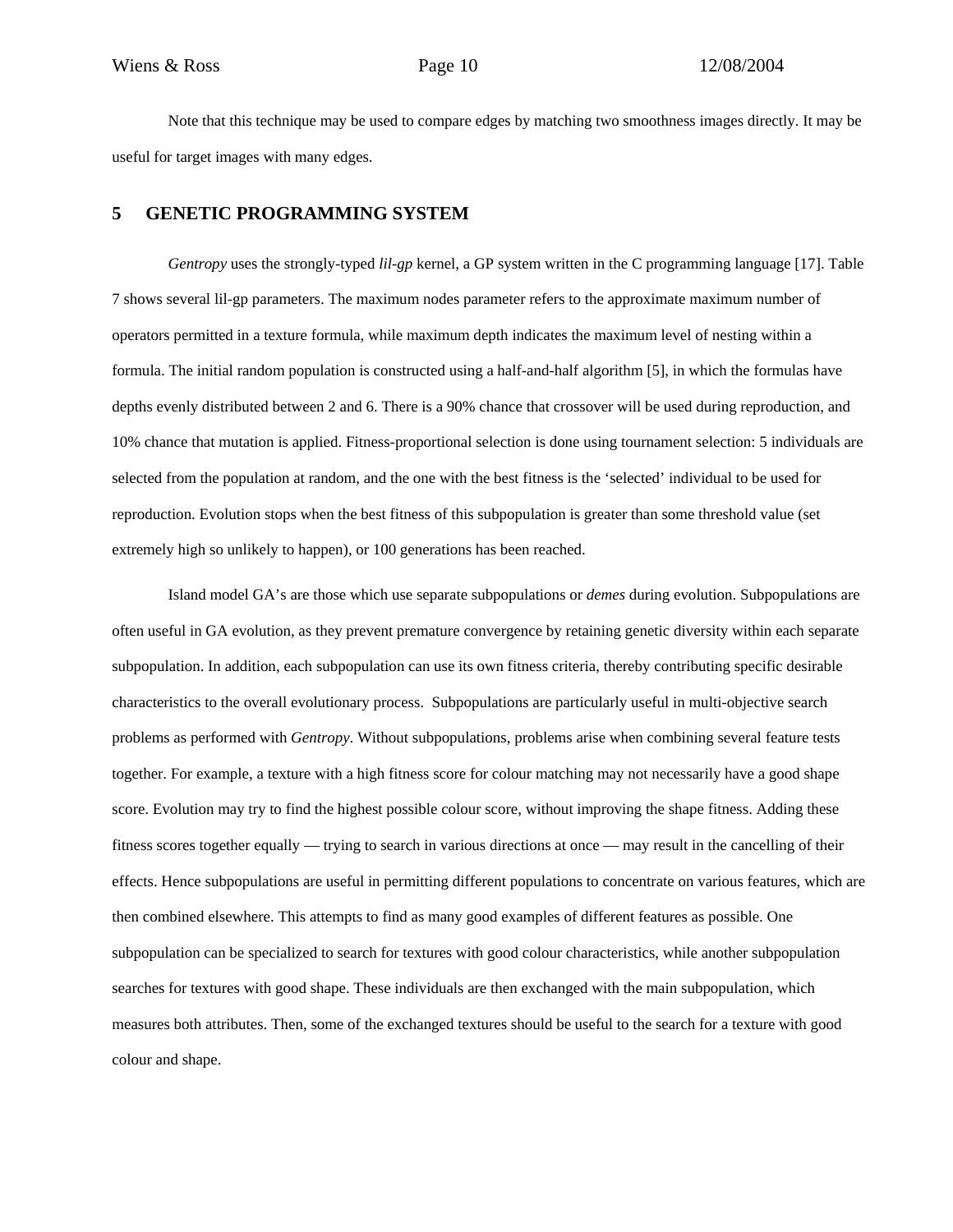Note that this technique may be used to compare edges by matching two smoothness images directly. It may be useful for target images with many edges.

## 5 GENETIC PROGRAMMING SYSTEM

*Gentropy* uses the strongly-typed *lil-gp* kernel, a GP system written in the C programming language [17]. Table 7 shows several lil-gp parameters. The maximum nodes parameter refers to the approximate maximum number of operators permitted in a texture formula, while maximum depth indicates the maximum level of nesting within a formula. The initial random population is constructed using a half-and-half algorithm [5], in which the formulas have depths evenly distributed between 2 and 6. There is a 90% chance that crossover will be used during reproduction, and 10% chance that mutation is applied. Fitness-proportional selection is done using tournament selection: 5 individuals are selected from the population at random, and the one with the best fitness is the 'selected' individual to be used for reproduction. Evolution stops when the best fitness of this subpopulation is greater than some threshold value (set extremely high so unlikely to happen), or 100 generations has been reached.

Island model GA's are those which use separate subpopulations or *demes* during evolution. Subpopulations are often useful in GA evolution, as they prevent premature convergence by retaining genetic diversity within each separate subpopulation. In addition, each subpopulation can use its own fitness criteria, thereby contributing specific desirable characteristics to the overall evolutionary process. Subpopulations are particularly useful in multi-objective search problems as performed with *Gentropy*. Without subpopulations, problems arise when combining several feature tests together. For example, a texture with a high fitness score for colour matching may not necessarily have a good shape score. Evolution may try to find the highest possible colour score, without improving the shape fitness. Adding these fitness scores together equally — trying to search in various directions at once — may result in the cancelling of their effects. Hence subpopulations are useful in permitting different populations to concentrate on various features, which are then combined elsewhere. This attempts to find as many good examples of different features as possible. One subpopulation can be specialized to search for textures with good colour characteristics, while another subpopulation searches for textures with good shape. These individuals are then exchanged with the main subpopulation, which measures both attributes. Then, some of the exchanged textures should be useful to the search for a texture with good colour and shape.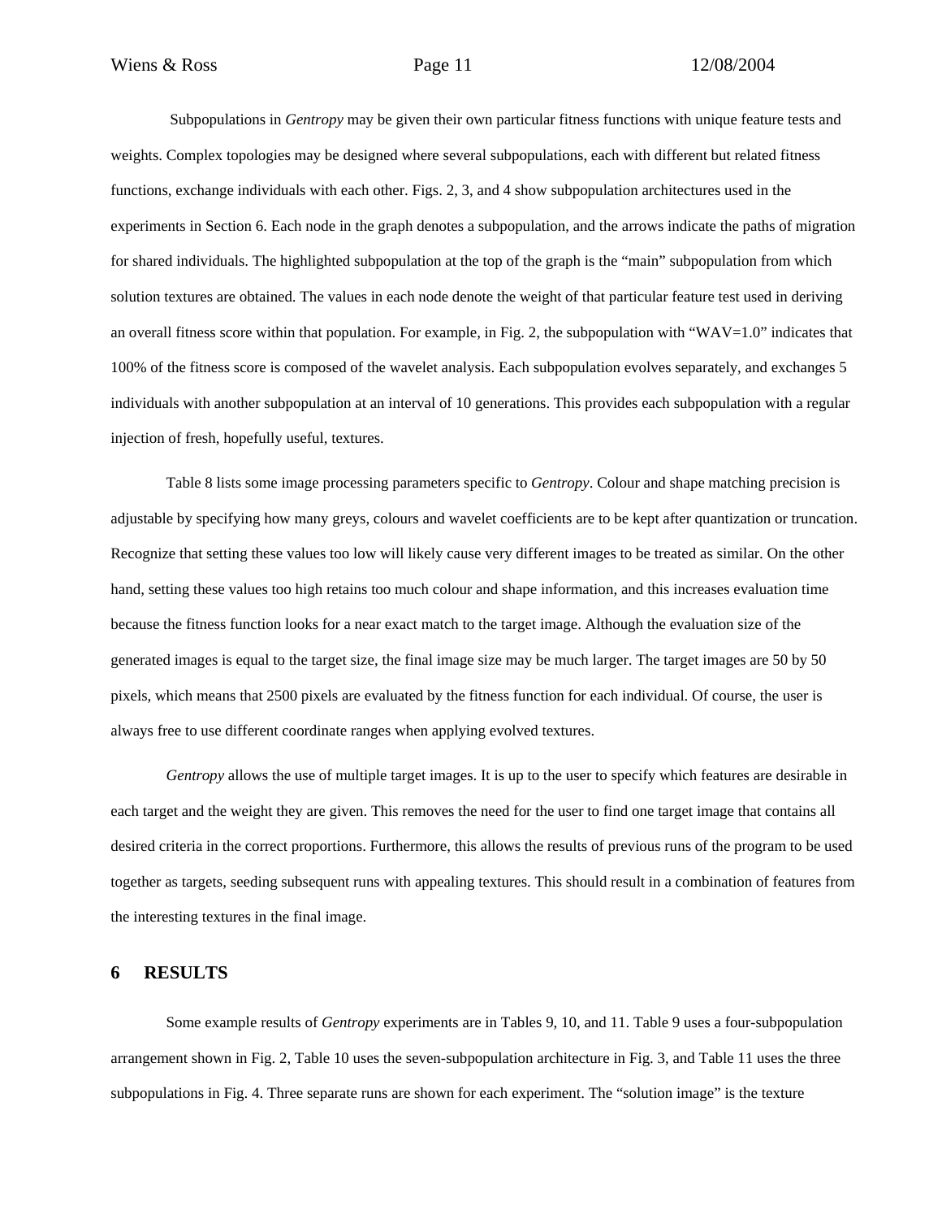Subpopulations in *Gentropy* may be given their own particular fitness functions with unique feature tests and weights. Complex topologies may be designed where several subpopulations, each with different but related fitness functions, exchange individuals with each other. Figs. 2, 3, and 4 show subpopulation architectures used in the experiments in Section 6. Each node in the graph denotes a subpopulation, and the arrows indicate the paths of migration for shared individuals. The highlighted subpopulation at the top of the graph is the "main" subpopulation from which solution textures are obtained. The values in each node denote the weight of that particular feature test used in deriving an overall fitness score within that population. For example, in Fig. 2, the subpopulation with "WAV=1.0" indicates that 100% of the fitness score is composed of the wavelet analysis. Each subpopulation evolves separately, and exchanges 5 individuals with another subpopulation at an interval of 10 generations. This provides each subpopulation with a regular injection of fresh, hopefully useful, textures.

Table 8 lists some image processing parameters specific to *Gentropy*. Colour and shape matching precision is adjustable by specifying how many greys, colours and wavelet coefficients are to be kept after quantization or truncation. Recognize that setting these values too low will likely cause very different images to be treated as similar. On the other hand, setting these values too high retains too much colour and shape information, and this increases evaluation time because the fitness function looks for a near exact match to the target image. Although the evaluation size of the generated images is equal to the target size, the final image size may be much larger. The target images are 50 by 50 pixels, which means that 2500 pixels are evaluated by the fitness function for each individual. Of course, the user is always free to use different coordinate ranges when applying evolved textures.

*Gentropy* allows the use of multiple target images. It is up to the user to specify which features are desirable in each target and the weight they are given. This removes the need for the user to find one target image that contains all desired criteria in the correct proportions. Furthermore, this allows the results of previous runs of the program to be used together as targets, seeding subsequent runs with appealing textures. This should result in a combination of features from the interesting textures in the final image.

## 6 RESULTS

Some example results of *Gentropy* experiments are in Tables 9, 10, and 11. Table 9 uses a four-subpopulation arrangement shown in Fig. 2, Table 10 uses the seven-subpopulation architecture in Fig. 3, and Table 11 uses the three subpopulations in Fig. 4. Three separate runs are shown for each experiment. The "solution image" is the texture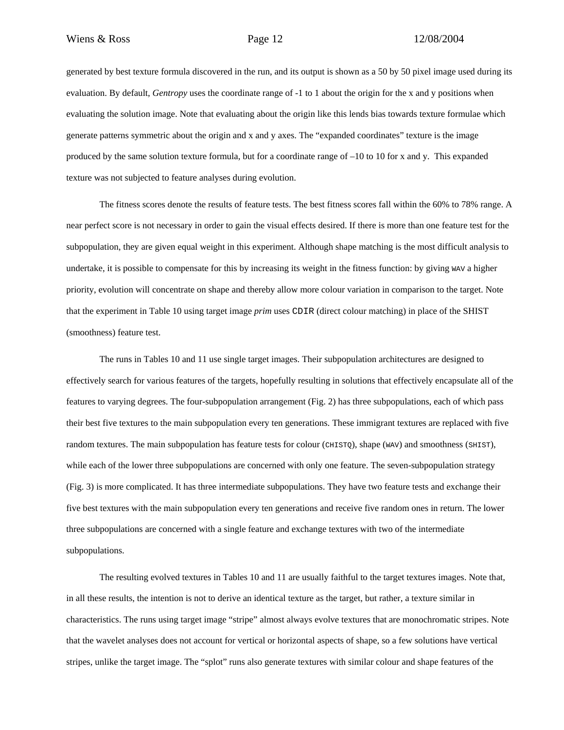generated by best texture formula discovered in the run, and its output is shown as a 50 by 50 pixel image used during its evaluation. By default, *Gentropy* uses the coordinate range of -1 to 1 about the origin for the x and y positions when evaluating the solution image. Note that evaluating about the origin like this lends bias towards texture formulae which generate patterns symmetric about the origin and x and y axes. The "expanded coordinates" texture is the image produced by the same solution texture formula, but for a coordinate range of –10 to 10 for x and y. This expanded texture was not subjected to feature analyses during evolution.

The fitness scores denote the results of feature tests. The best fitness scores fall within the 60% to 78% range. A near perfect score is not necessary in order to gain the visual effects desired. If there is more than one feature test for the subpopulation, they are given equal weight in this experiment. Although shape matching is the most difficult analysis to undertake, it is possible to compensate for this by increasing its weight in the fitness function: by giving `WAV` a higher priority, evolution will concentrate on shape and thereby allow more colour variation in comparison to the target. Note that the experiment in Table 10 using target image *prim* uses `CDIR` (direct colour matching) in place of the SHIST (smoothness) feature test.

The runs in Tables 10 and 11 use single target images. Their subpopulation architectures are designed to effectively search for various features of the targets, hopefully resulting in solutions that effectively encapsulate all of the features to varying degrees. The four-subpopulation arrangement (Fig. 2) has three subpopulations, each of which pass their best five textures to the main subpopulation every ten generations. These immigrant textures are replaced with five random textures. The main subpopulation has feature tests for colour (`CHISTQ`), shape (`WAV`) and smoothness (`SHIST`), while each of the lower three subpopulations are concerned with only one feature. The seven-subpopulation strategy (Fig. 3) is more complicated. It has three intermediate subpopulations. They have two feature tests and exchange their five best textures with the main subpopulation every ten generations and receive five random ones in return. The lower three subpopulations are concerned with a single feature and exchange textures with two of the intermediate subpopulations.

The resulting evolved textures in Tables 10 and 11 are usually faithful to the target textures images. Note that, in all these results, the intention is not to derive an identical texture as the target, but rather, a texture similar in characteristics. The runs using target image "stripe" almost always evolve textures that are monochromatic stripes. Note that the wavelet analyses does not account for vertical or horizontal aspects of shape, so a few solutions have vertical stripes, unlike the target image. The "splot" runs also generate textures with similar colour and shape features of the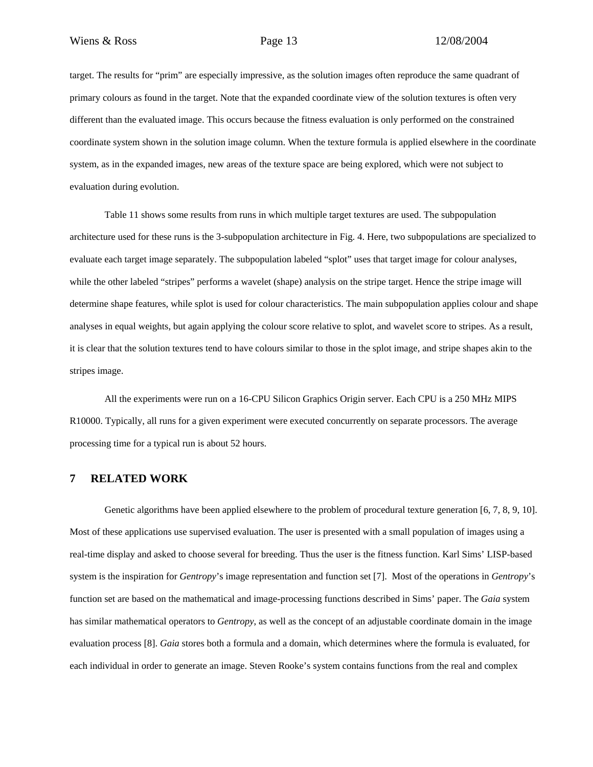target. The results for "prim" are especially impressive, as the solution images often reproduce the same quadrant of primary colours as found in the target. Note that the expanded coordinate view of the solution textures is often very different than the evaluated image. This occurs because the fitness evaluation is only performed on the constrained coordinate system shown in the solution image column. When the texture formula is applied elsewhere in the coordinate system, as in the expanded images, new areas of the texture space are being explored, which were not subject to evaluation during evolution.

Table 11 shows some results from runs in which multiple target textures are used. The subpopulation architecture used for these runs is the 3-subpopulation architecture in Fig. 4. Here, two subpopulations are specialized to evaluate each target image separately. The subpopulation labeled "splot" uses that target image for colour analyses, while the other labeled "stripes" performs a wavelet (shape) analysis on the stripe target. Hence the stripe image will determine shape features, while splot is used for colour characteristics. The main subpopulation applies colour and shape analyses in equal weights, but again applying the colour score relative to splot, and wavelet score to stripes. As a result, it is clear that the solution textures tend to have colours similar to those in the splot image, and stripe shapes akin to the stripes image.

All the experiments were run on a 16-CPU Silicon Graphics Origin server. Each CPU is a 250 MHz MIPS R10000. Typically, all runs for a given experiment were executed concurrently on separate processors. The average processing time for a typical run is about 52 hours.

## 7 RELATED WORK

Genetic algorithms have been applied elsewhere to the problem of procedural texture generation [6, 7, 8, 9, 10]. Most of these applications use supervised evaluation. The user is presented with a small population of images using a real-time display and asked to choose several for breeding. Thus the user is the fitness function. Karl Sims' LISP-based system is the inspiration for *Gentropy*'s image representation and function set [7]. Most of the operations in *Gentropy*'s function set are based on the mathematical and image-processing functions described in Sims' paper. The *Gaia* system has similar mathematical operators to *Gentropy*, as well as the concept of an adjustable coordinate domain in the image evaluation process [8]. *Gaia* stores both a formula and a domain, which determines where the formula is evaluated, for each individual in order to generate an image. Steven Rooke's system contains functions from the real and complex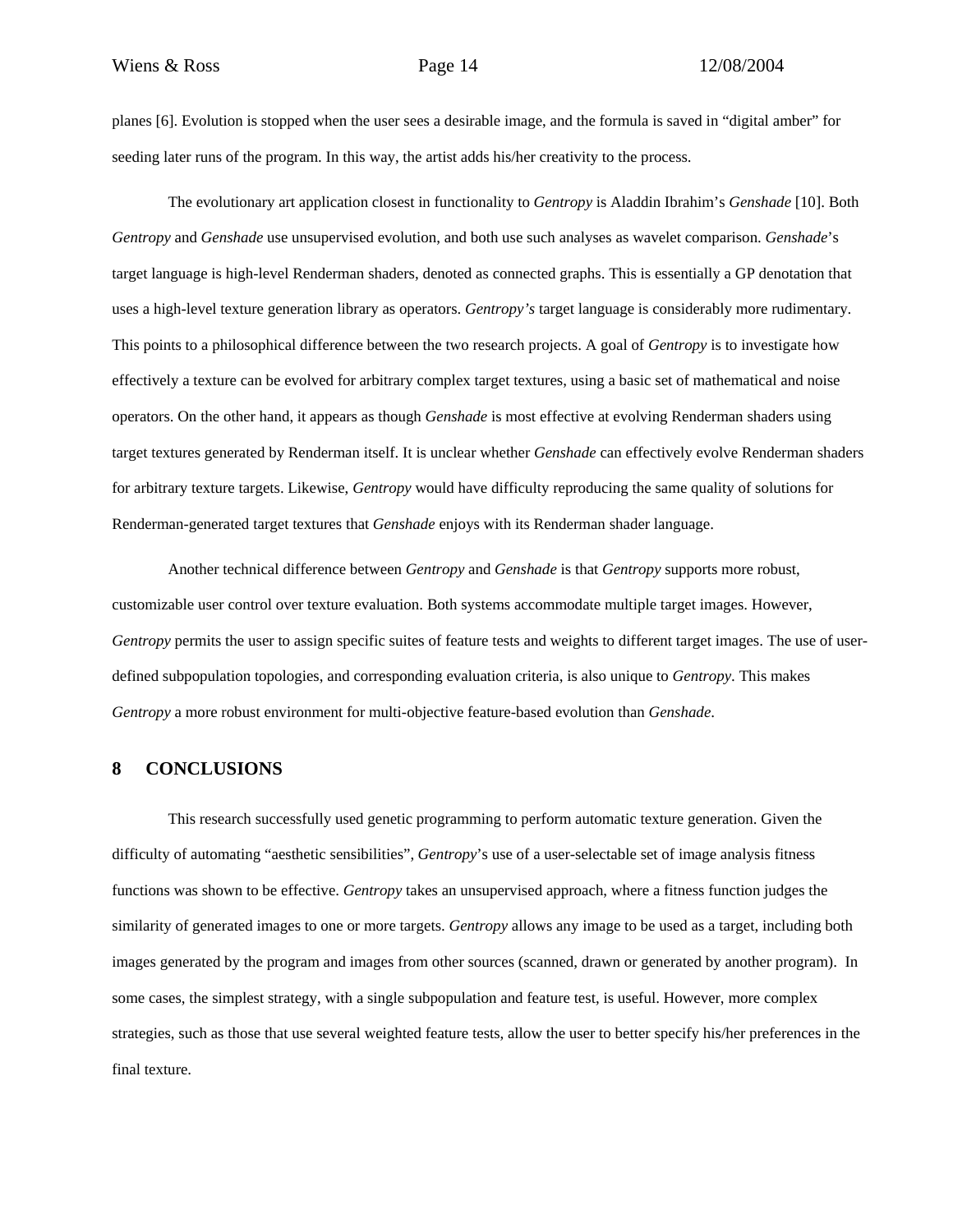planes [6]. Evolution is stopped when the user sees a desirable image, and the formula is saved in "digital amber" for seeding later runs of the program. In this way, the artist adds his/her creativity to the process.

The evolutionary art application closest in functionality to *Gentropy* is Aladdin Ibrahim's *Genshade* [10]. Both *Gentropy* and *Genshade* use unsupervised evolution, and both use such analyses as wavelet comparison. *Genshade*'s target language is high-level Renderman shaders, denoted as connected graphs. This is essentially a GP denotation that uses a high-level texture generation library as operators. *Gentropy's* target language is considerably more rudimentary. This points to a philosophical difference between the two research projects. A goal of *Gentropy* is to investigate how effectively a texture can be evolved for arbitrary complex target textures, using a basic set of mathematical and noise operators. On the other hand, it appears as though *Genshade* is most effective at evolving Renderman shaders using target textures generated by Renderman itself. It is unclear whether *Genshade* can effectively evolve Renderman shaders for arbitrary texture targets. Likewise, *Gentropy* would have difficulty reproducing the same quality of solutions for Renderman-generated target textures that *Genshade* enjoys with its Renderman shader language.

Another technical difference between *Gentropy* and *Genshade* is that *Gentropy* supports more robust, customizable user control over texture evaluation. Both systems accommodate multiple target images. However, *Gentropy* permits the user to assign specific suites of feature tests and weights to different target images. The use of user-defined subpopulation topologies, and corresponding evaluation criteria, is also unique to *Gentropy*. This makes *Gentropy* a more robust environment for multi-objective feature-based evolution than *Genshade*.

## 8 CONCLUSIONS

This research successfully used genetic programming to perform automatic texture generation. Given the difficulty of automating "aesthetic sensibilities", *Gentropy*'s use of a user-selectable set of image analysis fitness functions was shown to be effective. *Gentropy* takes an unsupervised approach, where a fitness function judges the similarity of generated images to one or more targets. *Gentropy* allows any image to be used as a target, including both images generated by the program and images from other sources (scanned, drawn or generated by another program). In some cases, the simplest strategy, with a single subpopulation and feature test, is useful. However, more complex strategies, such as those that use several weighted feature tests, allow the user to better specify his/her preferences in the final texture.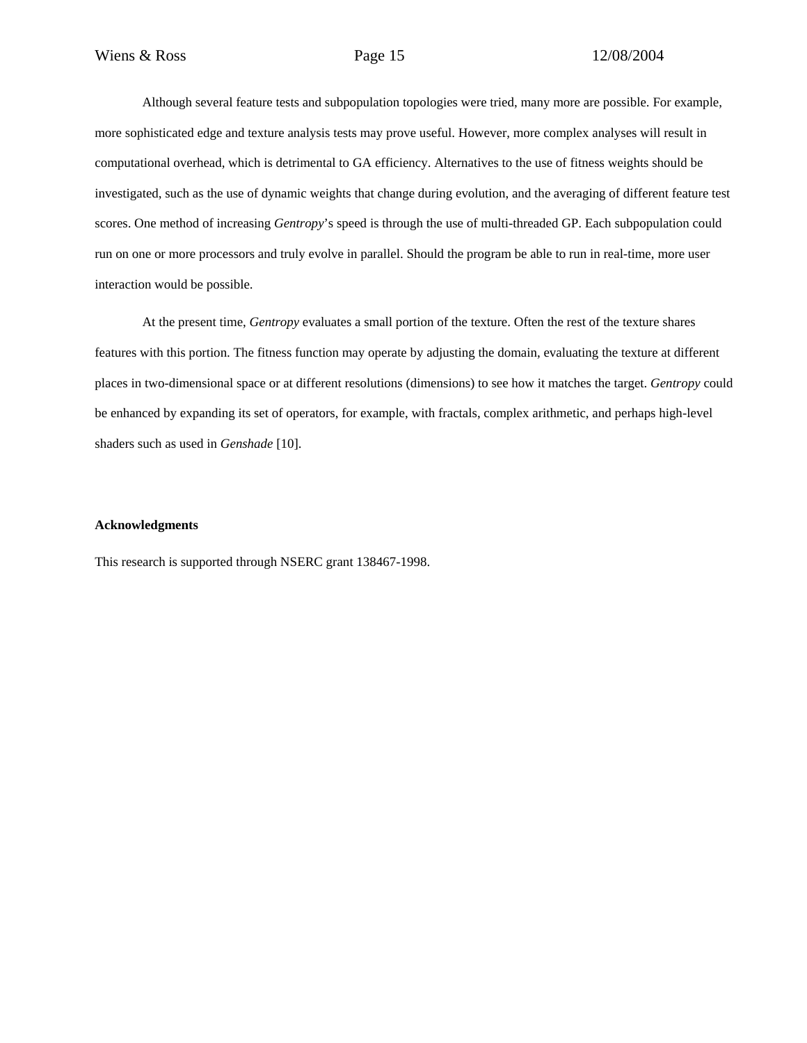Although several feature tests and subpopulation topologies were tried, many more are possible. For example, more sophisticated edge and texture analysis tests may prove useful. However, more complex analyses will result in computational overhead, which is detrimental to GA efficiency. Alternatives to the use of fitness weights should be investigated, such as the use of dynamic weights that change during evolution, and the averaging of different feature test scores. One method of increasing *Gentropy*'s speed is through the use of multi-threaded GP. Each subpopulation could run on one or more processors and truly evolve in parallel. Should the program be able to run in real-time, more user interaction would be possible.

At the present time, *Gentropy* evaluates a small portion of the texture. Often the rest of the texture shares features with this portion. The fitness function may operate by adjusting the domain, evaluating the texture at different places in two-dimensional space or at different resolutions (dimensions) to see how it matches the target. *Gentropy* could be enhanced by expanding its set of operators, for example, with fractals, complex arithmetic, and perhaps high-level shaders such as used in *Genshade* [10].

**Acknowledgments**

This research is supported through NSERC grant 138467-1998.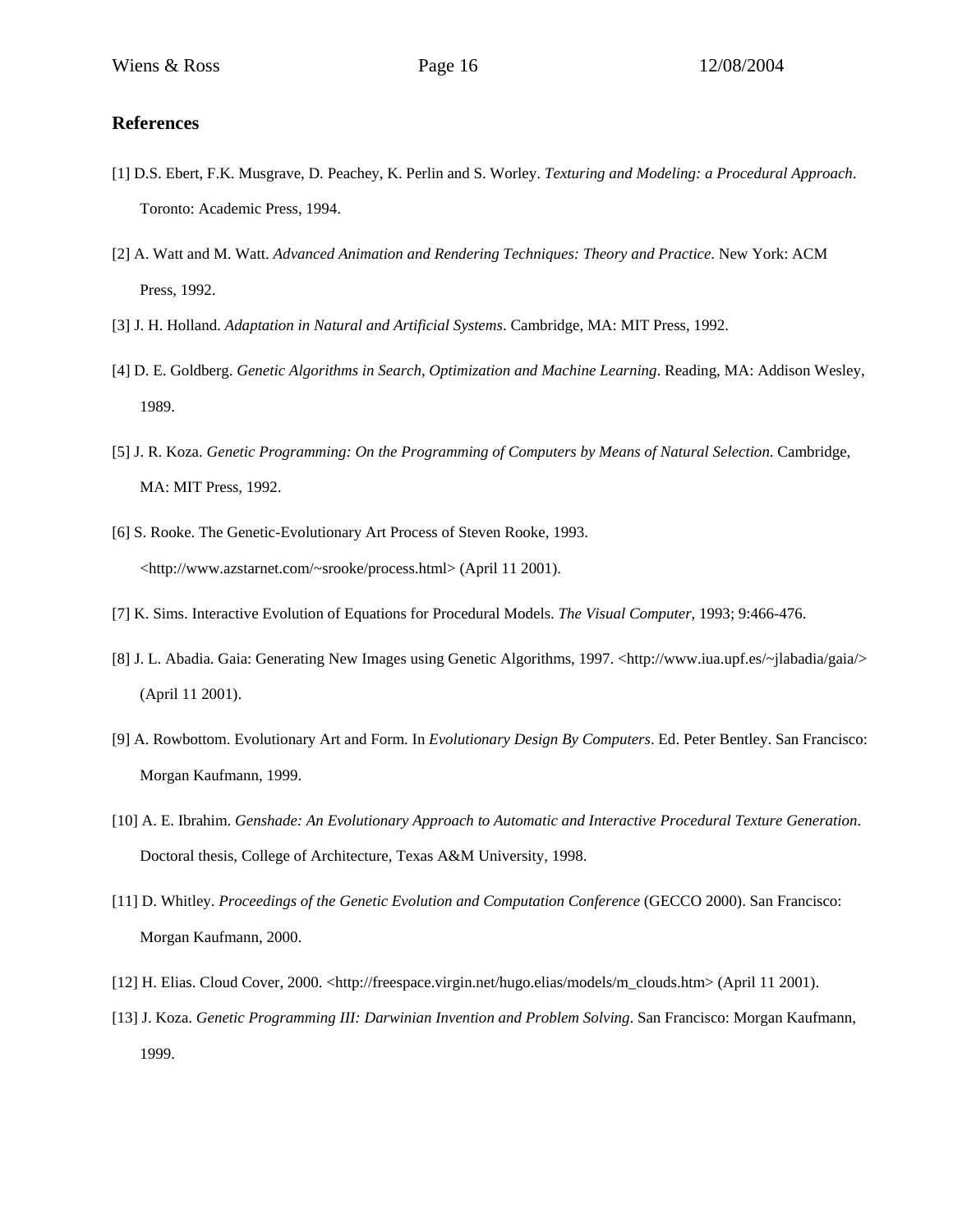## References

[1] D.S. Ebert, F.K. Musgrave, D. Peachey, K. Perlin and S. Worley. *Texturing and Modeling: a Procedural Approach*. Toronto: Academic Press, 1994.

[2] A. Watt and M. Watt. *Advanced Animation and Rendering Techniques: Theory and Practice*. New York: ACM Press, 1992.

[3] J. H. Holland. *Adaptation in Natural and Artificial Systems*. Cambridge, MA: MIT Press, 1992.

[4] D. E. Goldberg. *Genetic Algorithms in Search, Optimization and Machine Learning*. Reading, MA: Addison Wesley, 1989.

[5] J. R. Koza. *Genetic Programming: On the Programming of Computers by Means of Natural Selection*. Cambridge, MA: MIT Press, 1992.

[6] S. Rooke. The Genetic-Evolutionary Art Process of Steven Rooke, 1993. <http://www.azstarnet.com/~srooke/process.html> (April 11 2001).

[7] K. Sims. Interactive Evolution of Equations for Procedural Models. *The Visual Computer*, 1993; 9:466-476.

[8] J. L. Abadia. Gaia: Generating New Images using Genetic Algorithms, 1997. <http://www.iua.upf.es/~jlabadia/gaia/> (April 11 2001).

[9] A. Rowbottom. Evolutionary Art and Form. In *Evolutionary Design By Computers*. Ed. Peter Bentley. San Francisco: Morgan Kaufmann, 1999.

[10] A. E. Ibrahim. *Genshade: An Evolutionary Approach to Automatic and Interactive Procedural Texture Generation*. Doctoral thesis, College of Architecture, Texas A&M University, 1998.

[11] D. Whitley. *Proceedings of the Genetic Evolution and Computation Conference* (GECCO 2000). San Francisco: Morgan Kaufmann, 2000.

[12] H. Elias. Cloud Cover, 2000. <http://freespace.virgin.net/hugo.elias/models/m_clouds.htm> (April 11 2001).

[13] J. Koza. *Genetic Programming III: Darwinian Invention and Problem Solving*. San Francisco: Morgan Kaufmann, 1999.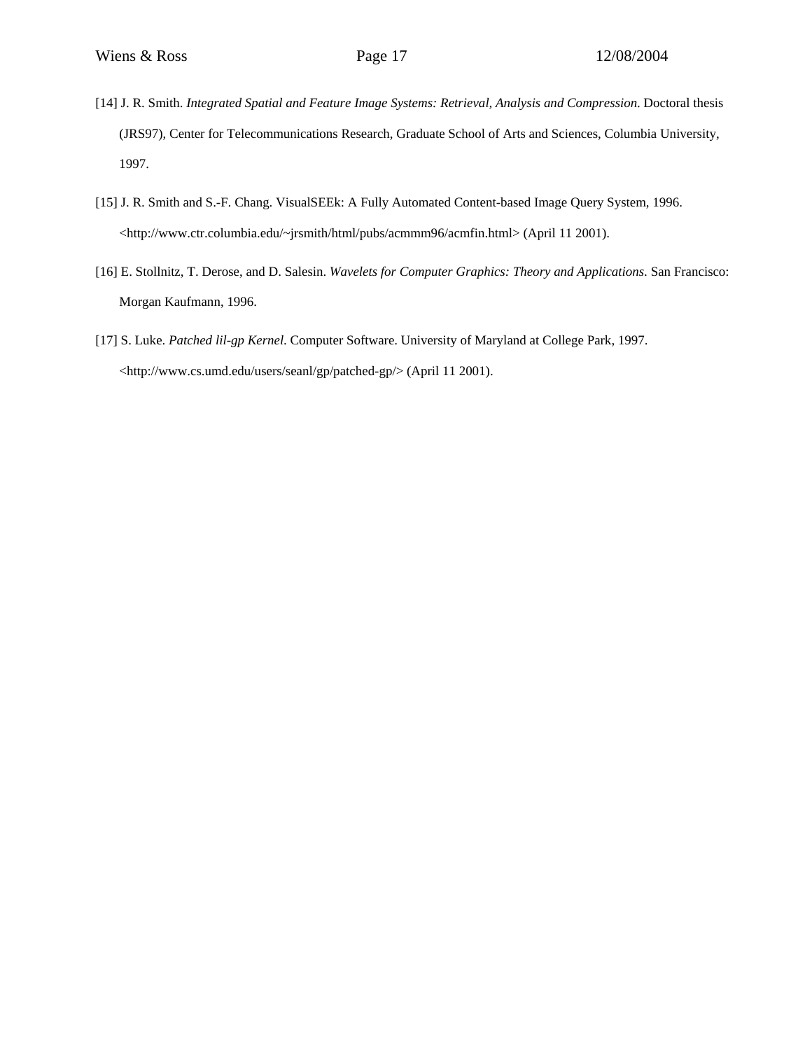[14] J. R. Smith. *Integrated Spatial and Feature Image Systems: Retrieval, Analysis and Compression*. Doctoral thesis (JRS97), Center for Telecommunications Research, Graduate School of Arts and Sciences, Columbia University, 1997.

[15] J. R. Smith and S.-F. Chang. VisualSEEk: A Fully Automated Content-based Image Query System, 1996. <http://www.ctr.columbia.edu/~jrsmith/html/pubs/acmmm96/acmfin.html> (April 11 2001).

[16] E. Stollnitz, T. Derose, and D. Salesin. *Wavelets for Computer Graphics: Theory and Applications*. San Francisco: Morgan Kaufmann, 1996.

[17] S. Luke. *Patched lil-gp Kernel*. Computer Software. University of Maryland at College Park, 1997. <http://www.cs.umd.edu/users/seanl/gp/patched-gp/> (April 11 2001).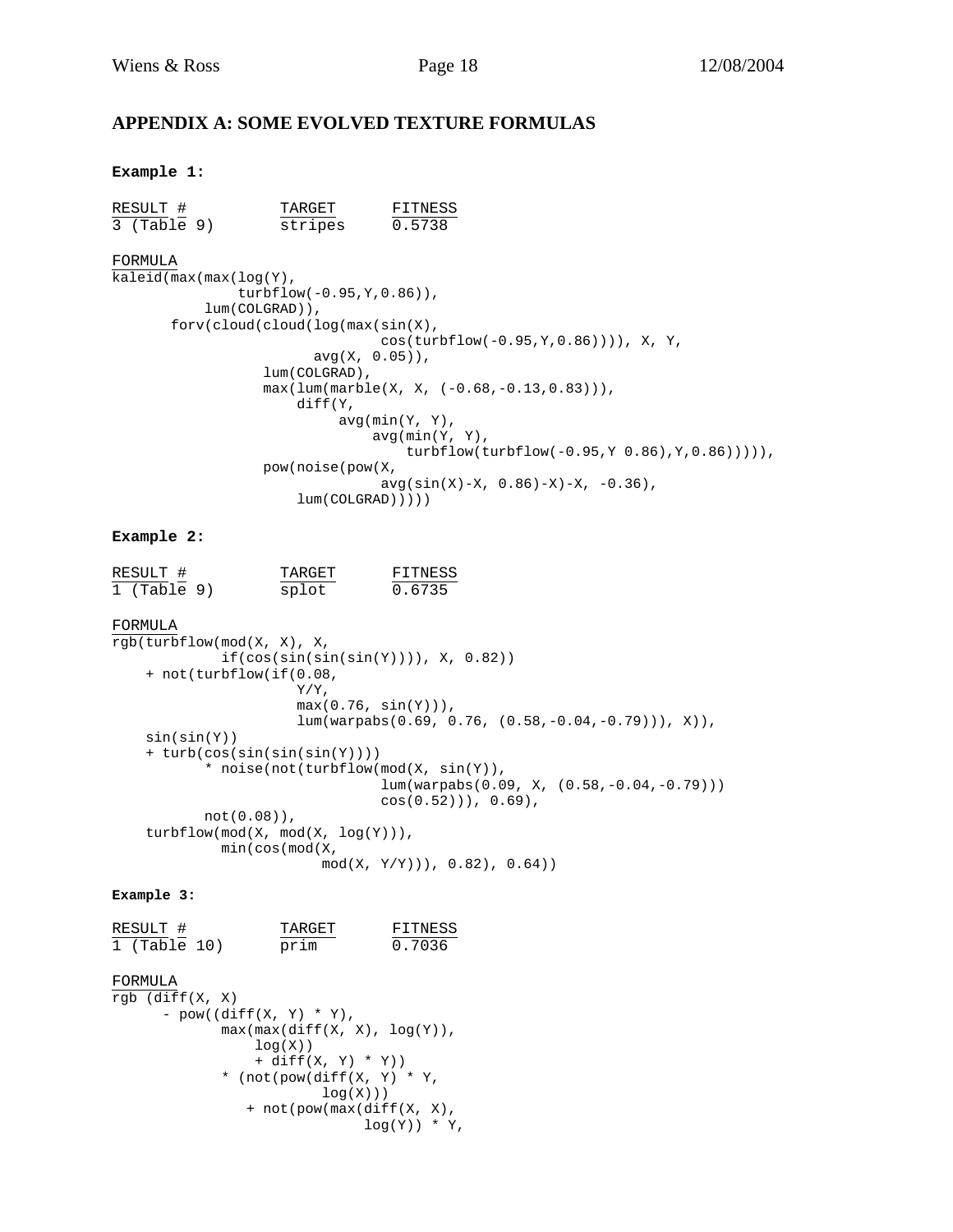## APPENDIX A: SOME EVOLVED TEXTURE FORMULAS

**Example 1:**

| RESULT # | TARGET | FITNESS |
|---|---|---|
| 3 (Table 9) | stripes | 0.5738 |

FORMULA

```
kaleid(max(max(log(Y),
               turbflow(-0.95,Y,0.86)),
           lum(COLGRAD)),
       forv(cloud(cloud(log(max(sin(X),
                                cos(turbflow(-0.95,Y,0.86)))), X, Y,
                        avg(X, 0.05)),
                  lum(COLGRAD),
                  max(lum(marble(X, X, (-0.68,-0.13,0.83))),
                      diff(Y,
                           avg(min(Y, Y),
                               avg(min(Y, Y),
                                   turbflow(turbflow(-0.95,Y 0.86),Y,0.86))))),
                  pow(noise(pow(X,
                                avg(sin(X)-X, 0.86)-X)-X, -0.36),
                      lum(COLGRAD)))))
```

**Example 2:**

| RESULT # | TARGET | FITNESS |
|---|---|---|
| 1 (Table 9) | splot | 0.6735 |

FORMULA

```
rgb(turbflow(mod(X, X), X,
             if(cos(sin(sin(sin(Y)))), X, 0.82))
    + not(turbflow(if(0.08,
                      Y/Y,
                      max(0.76, sin(Y))),
                      lum(warpabs(0.69, 0.76, (0.58,-0.04,-0.79))), X)),
    sin(sin(Y))
    + turb(cos(sin(sin(sin(Y))))
           * noise(not(turbflow(mod(X, sin(Y)),
                                lum(warpabs(0.09, X, (0.58,-0.04,-0.79)))
                                cos(0.52))), 0.69),
           not(0.08)),
    turbflow(mod(X, mod(X, log(Y))),
             min(cos(mod(X,
                         mod(X, Y/Y))), 0.82), 0.64))
```

**Example 3:**

| RESULT # | TARGET | FITNESS |
|---|---|---|
| 1 (Table 10) | prim | 0.7036 |

FORMULA

```
rgb (diff(X, X)
      - pow((diff(X, Y) * Y),
             max(max(diff(X, X), log(Y)),
                 log(X))
                 + diff(X, Y) * Y))
             * (not(pow(diff(X, Y) * Y,
                        log(X)))
                + not(pow(max(diff(X, X),
                              log(Y)) * Y,
```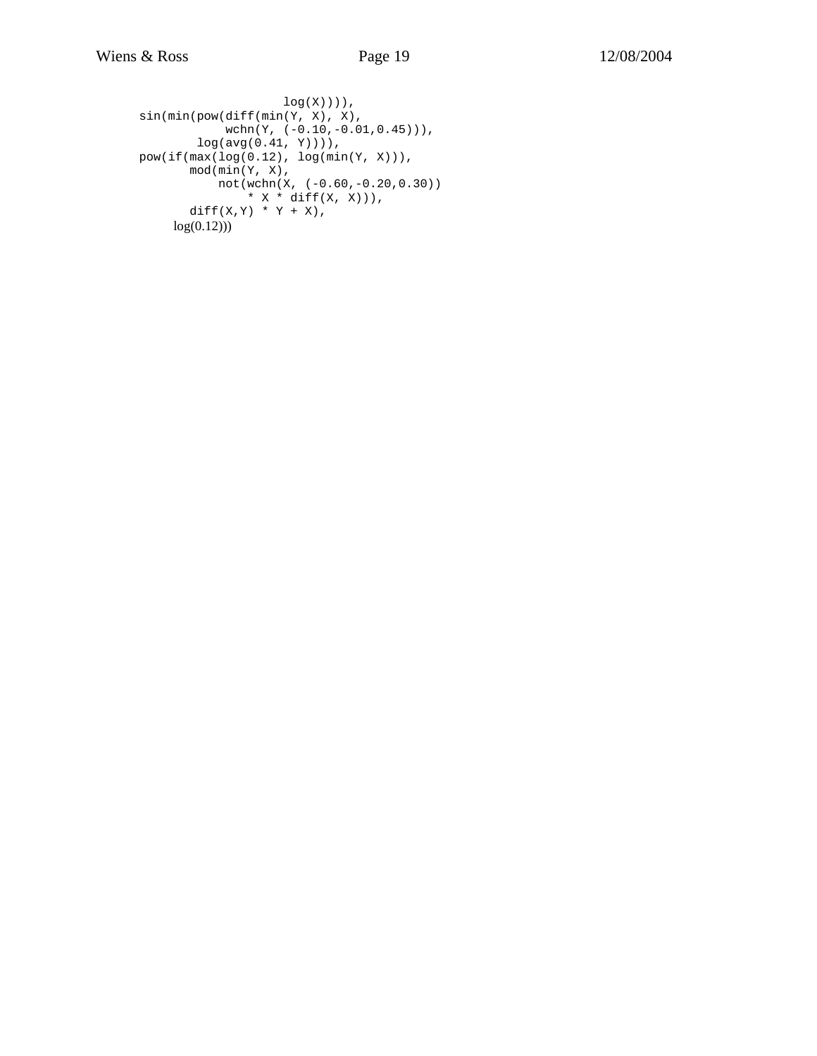```
                   log(X)))),
sin(min(pow(diff(min(Y, X), X),
            wchn(Y, (-0.10,-0.01,0.45))),
        log(avg(0.41, Y)))),
pow(if(max(log(0.12), log(min(Y, X))),
       mod(min(Y, X),
           not(wchn(X, (-0.60,-0.20,0.30))
               * X * diff(X, X))),
       diff(X,Y) * Y + X),
     log(0.12)))
```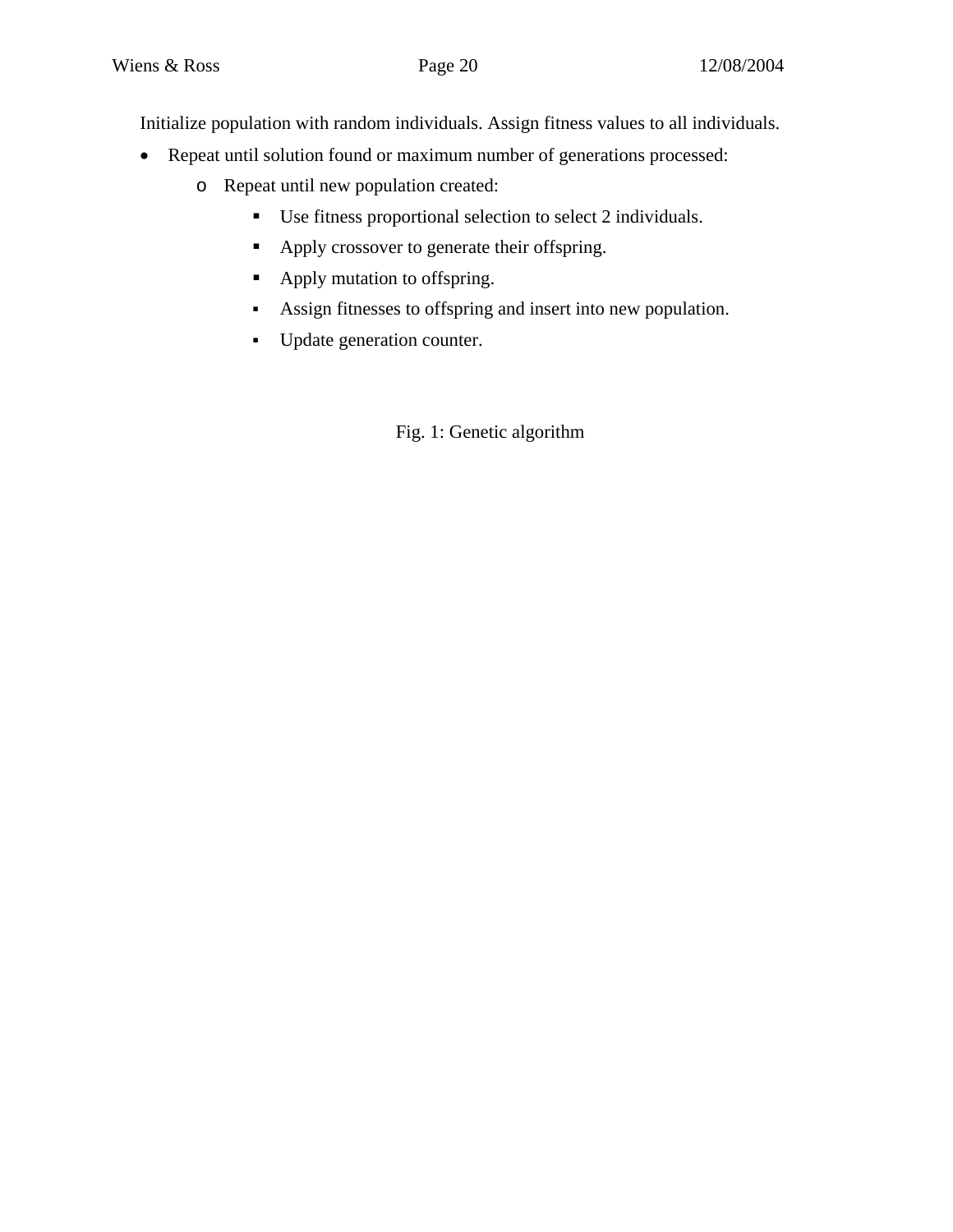Initialize population with random individuals. Assign fitness values to all individuals.

- Repeat until solution found or maximum number of generations processed:
    - Repeat until new population created:
        - Use fitness proportional selection to select 2 individuals.
        - Apply crossover to generate their offspring.
        - Apply mutation to offspring.
        - Assign fitnesses to offspring and insert into new population.
        - Update generation counter.

Fig. 1: Genetic algorithm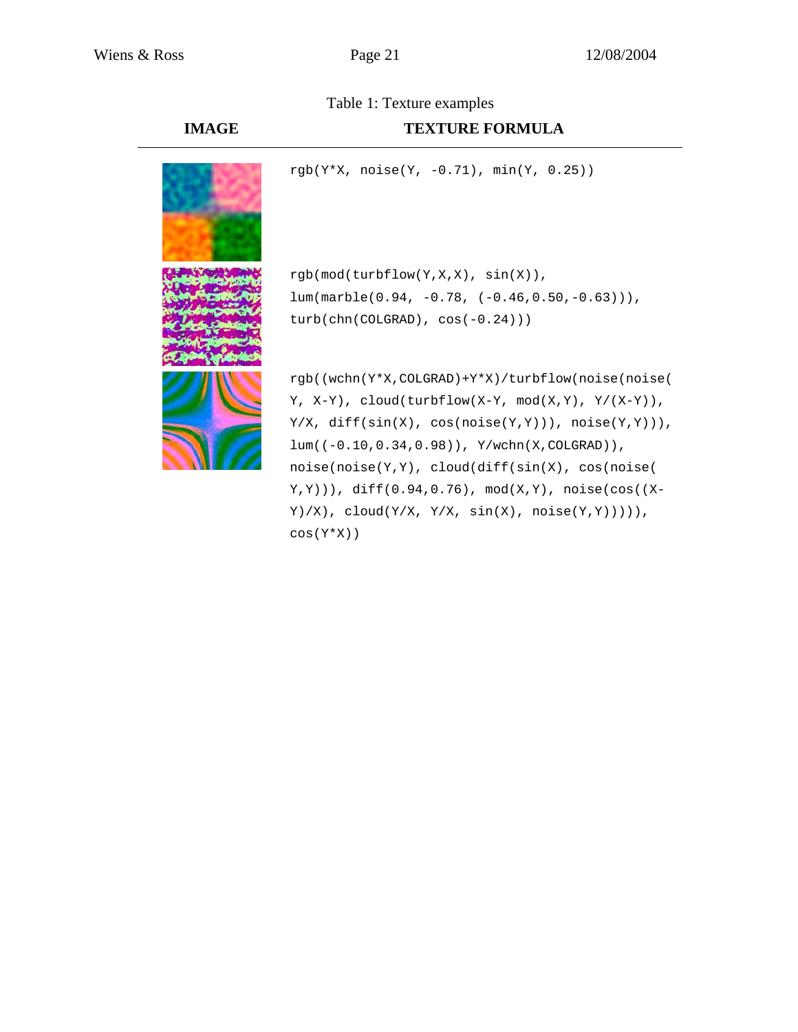Table 1: Texture examples

| IMAGE | TEXTURE FORMULA |
| --- | --- |
| | `rgb(Y*X, noise(Y, -0.71), min(Y, 0.25))` |
| | `rgb(mod(turbflow(Y,X,X), sin(X)), lum(marble(0.94, -0.78, (-0.46,0.50,-0.63))), turb(chn(COLGRAD), cos(-0.24)))` |
| | `rgb((wchn(Y*X,COLGRAD)+Y*X)/turbflow(noise(noise(Y, X-Y), cloud(turbflow(X-Y, mod(X,Y), Y/(X-Y)), Y/X, diff(sin(X), cos(noise(Y,Y))), noise(Y,Y))), lum((-0.10,0.34,0.98)), Y/wchn(X,COLGRAD)), noise(noise(Y,Y), cloud(diff(sin(X), cos(noise(Y,Y))), diff(0.94,0.76), mod(X,Y), noise(cos((X-Y)/X), cloud(Y/X, Y/X, sin(X), noise(Y,Y))))), cos(Y*X))` |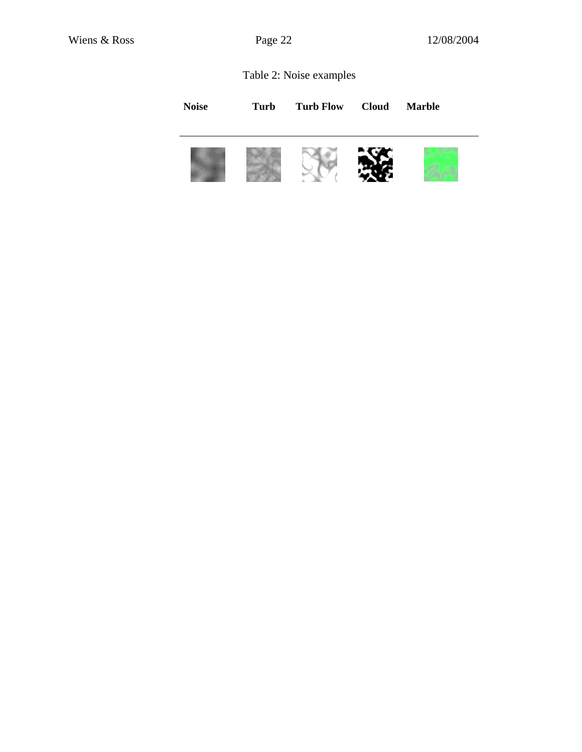Table 2: Noise examples

| Noise | Turb | Turb Flow | Cloud | Marble |
|---|---|---|---|---|
| | | | | |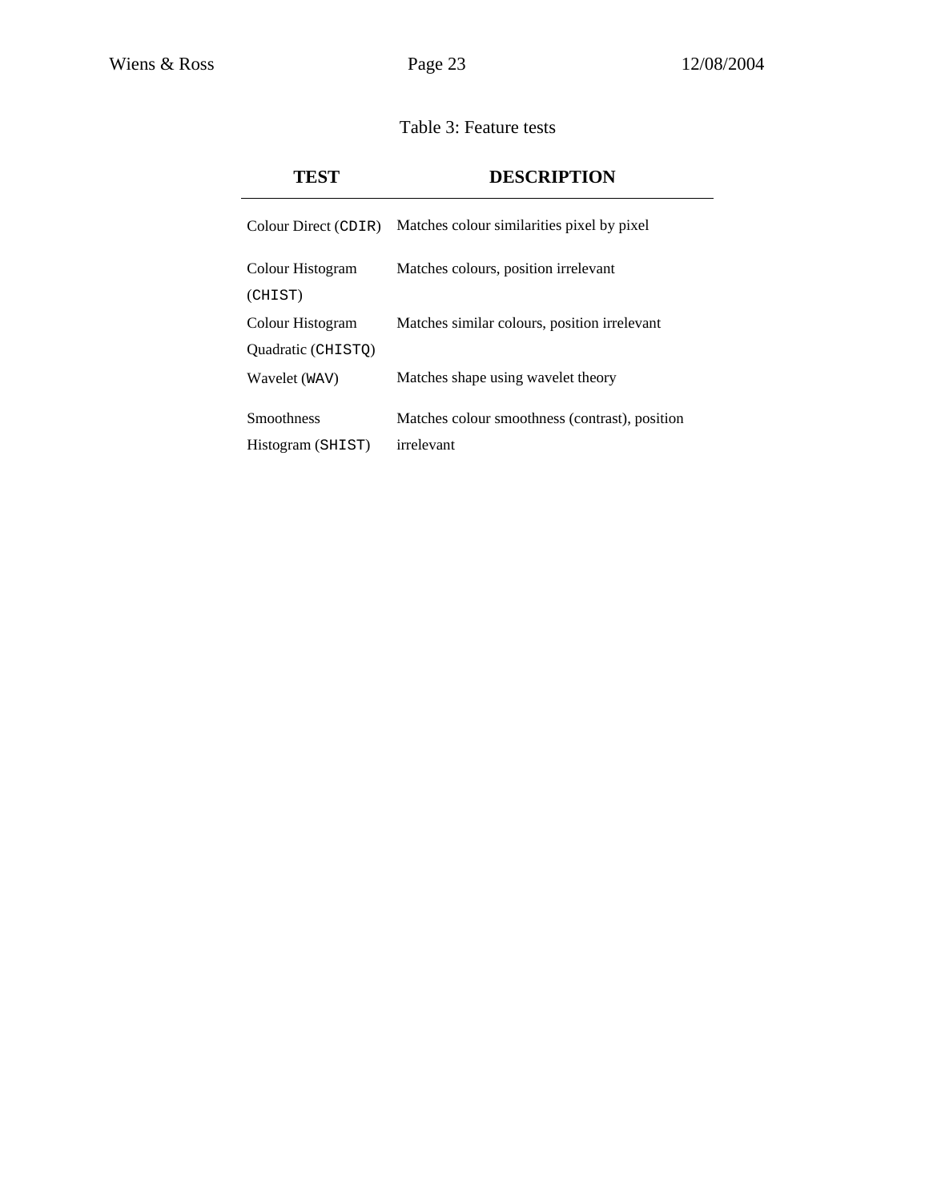Table 3: Feature tests

| TEST | DESCRIPTION |
| --- | --- |
| Colour Direct (`CDIR`) | Matches colour similarities pixel by pixel |
| Colour Histogram (`CHIST`) | Matches colours, position irrelevant |
| Colour Histogram Quadratic (`CHISTQ`) | Matches similar colours, position irrelevant |
| Wavelet (`WAV`) | Matches shape using wavelet theory |
| Smoothness Histogram (`SHIST`) | Matches colour smoothness (contrast), position irrelevant |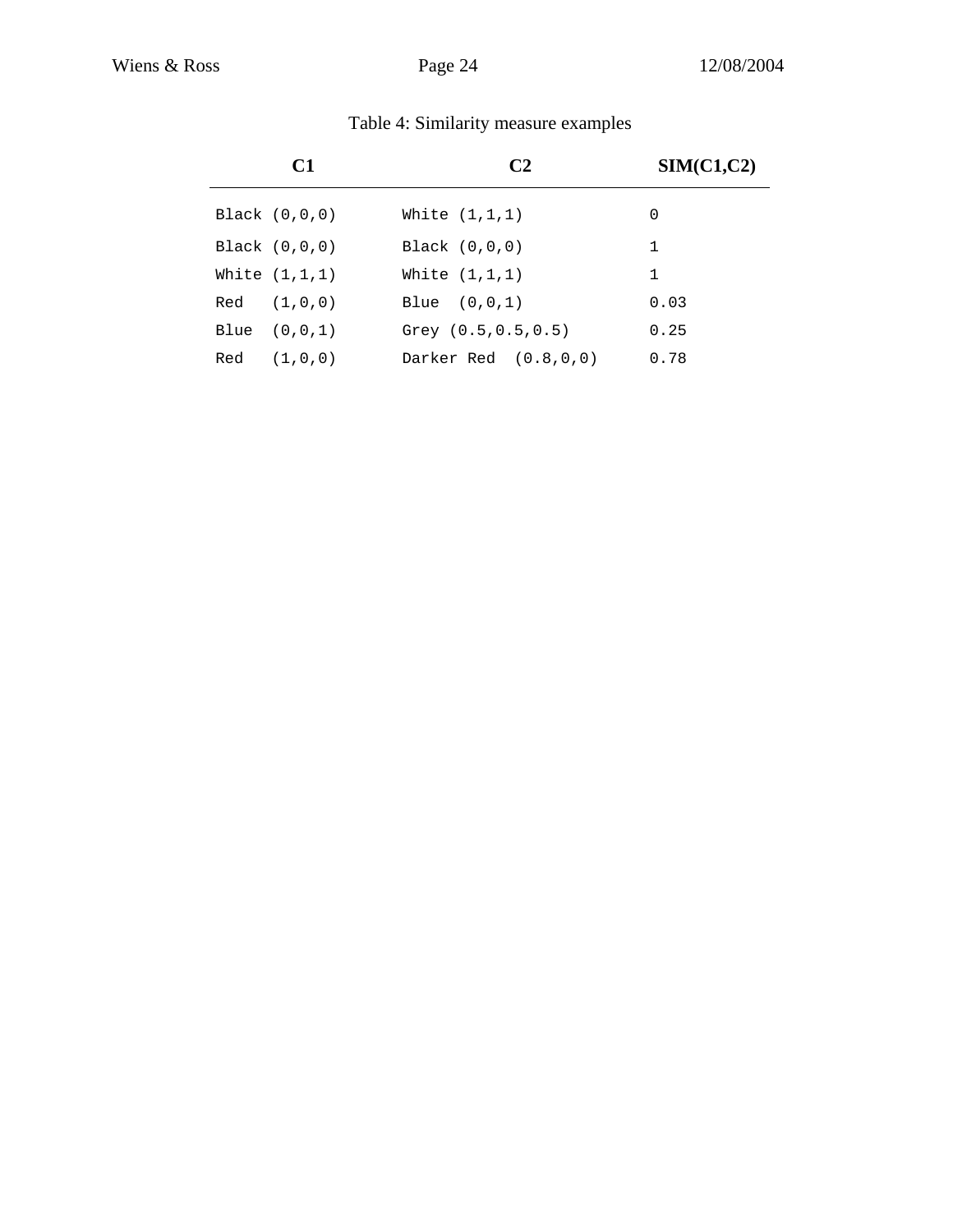Table 4: Similarity measure examples

| C1 | C2 | SIM(C1,C2) |
|---|---|---|
| Black (0,0,0) | White (1,1,1) | 0 |
| Black (0,0,0) | Black (0,0,0) | 1 |
| White (1,1,1) | White (1,1,1) | 1 |
| Red (1,0,0) | Blue (0,0,1) | 0.03 |
| Blue (0,0,1) | Grey (0.5,0.5,0.5) | 0.25 |
| Red (1,0,0) | Darker Red (0.8,0,0) | 0.78 |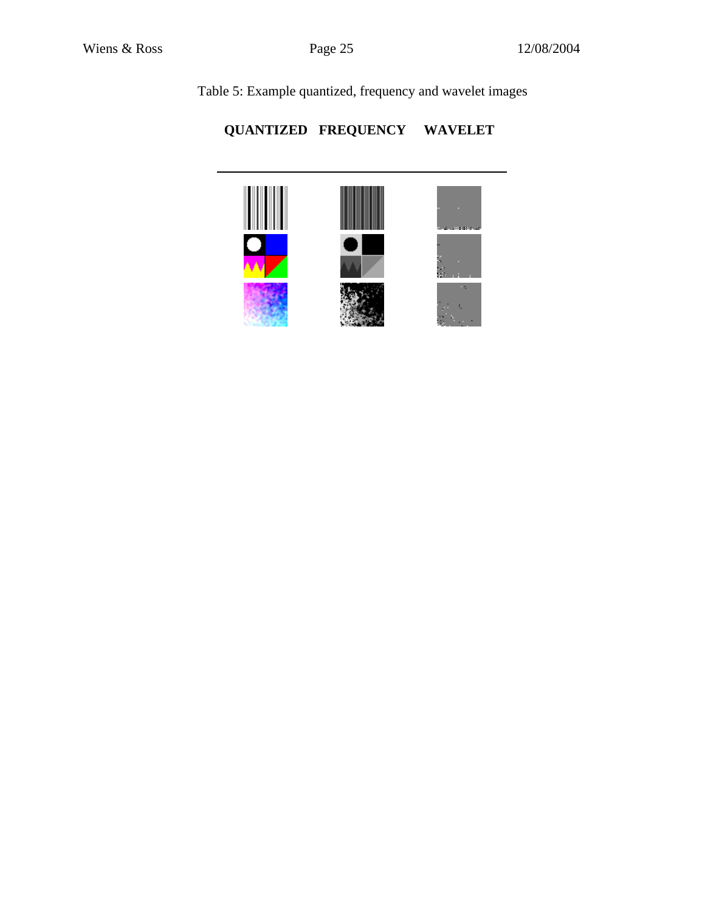Table 5: Example quantized, frequency and wavelet images

| QUANTIZED | FREQUENCY | WAVELET |
| --- | --- | --- |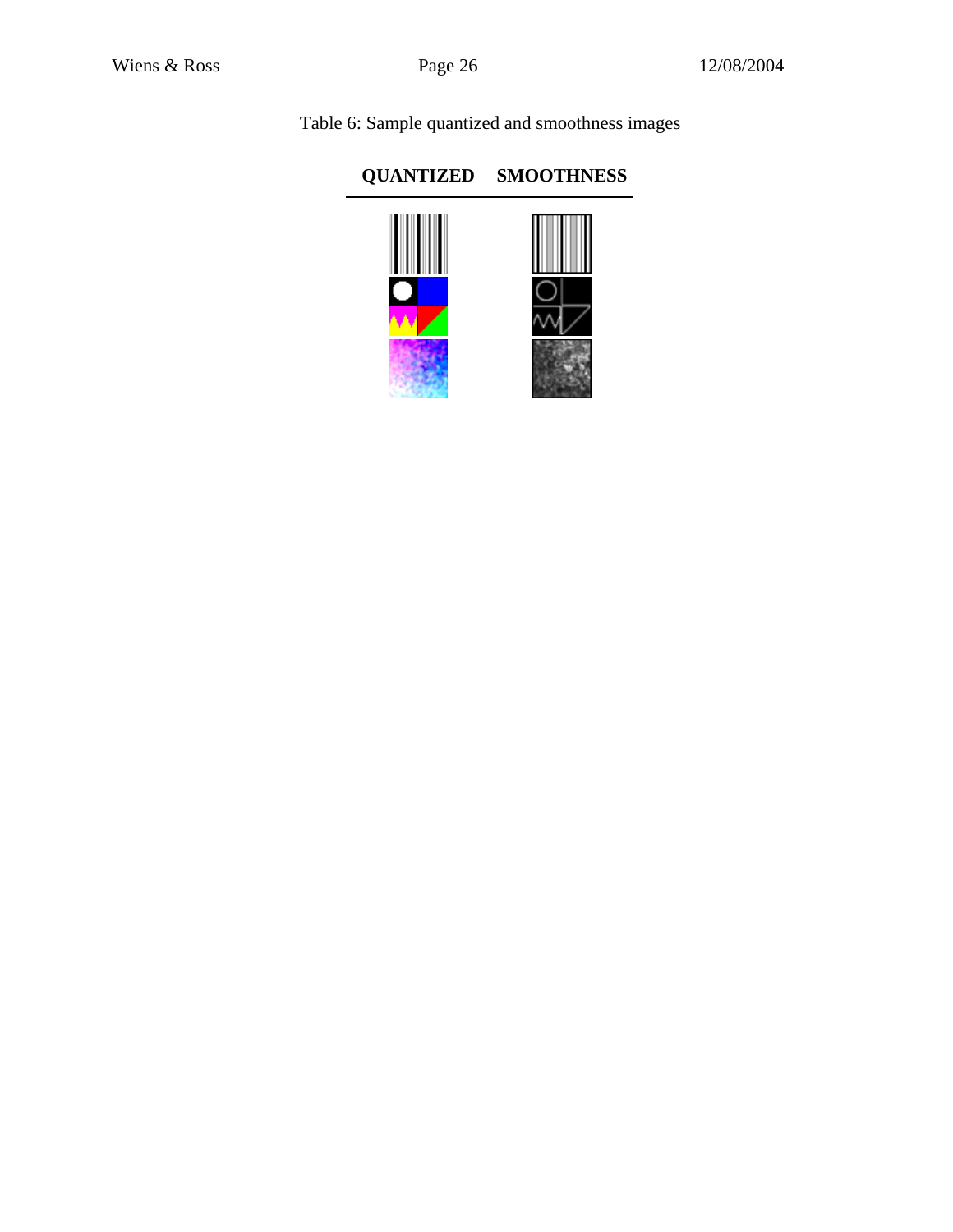Table 6: Sample quantized and smoothness images

| **QUANTIZED** | **SMOOTHNESS** |
|---|---|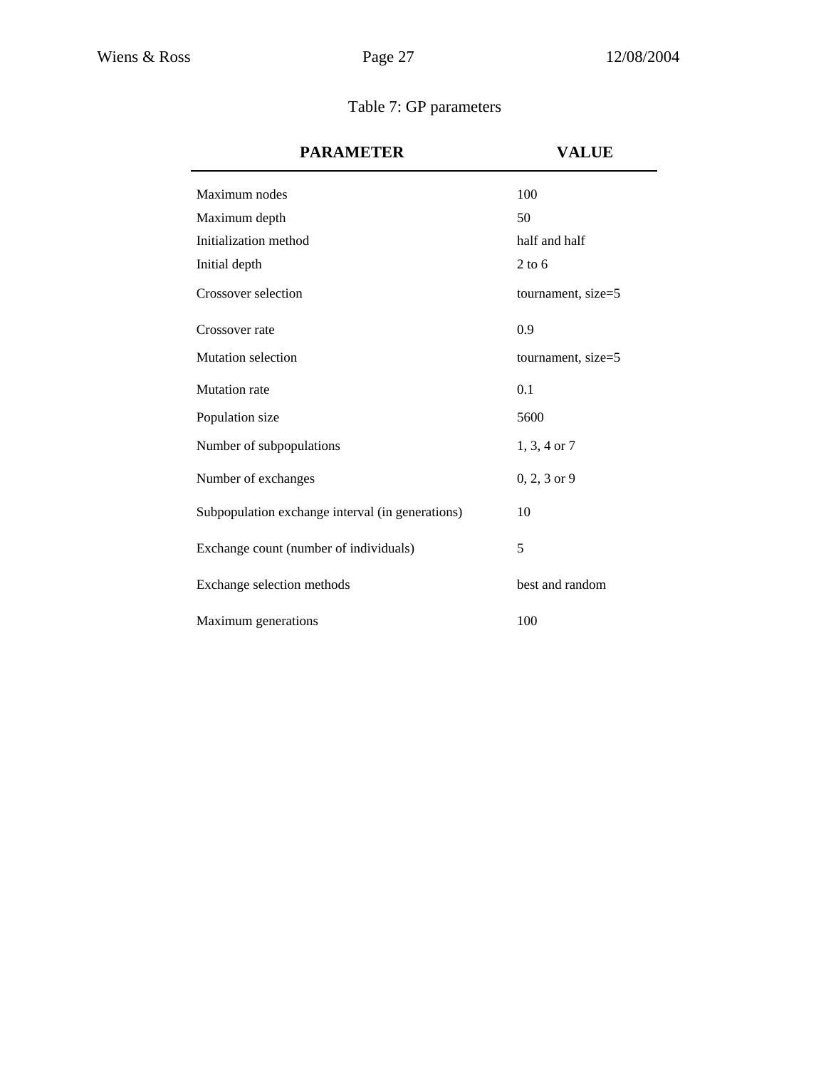Table 7: GP parameters

| PARAMETER | VALUE |
|---|---|
| Maximum nodes | 100 |
| Maximum depth | 50 |
| Initialization method | half and half |
| Initial depth | 2 to 6 |
| Crossover selection | tournament, size=5 |
| Crossover rate | 0.9 |
| Mutation selection | tournament, size=5 |
| Mutation rate | 0.1 |
| Population size | 5600 |
| Number of subpopulations | 1, 3, 4 or 7 |
| Number of exchanges | 0, 2, 3 or 9 |
| Subpopulation exchange interval (in generations) | 10 |
| Exchange count (number of individuals) | 5 |
| Exchange selection methods | best and random |
| Maximum generations | 100 |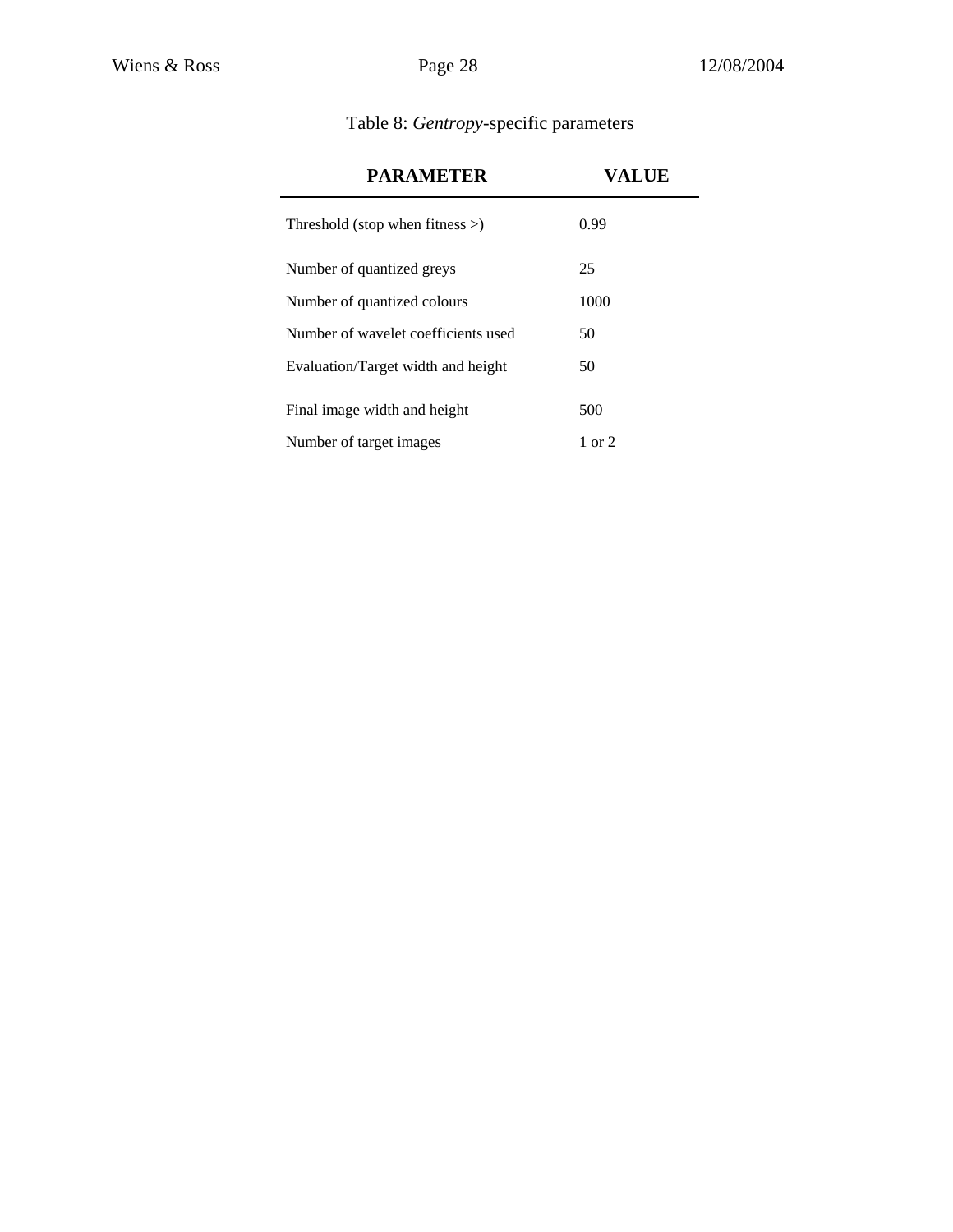Table 8: *Gentropy*-specific parameters

| PARAMETER | VALUE |
| --- | --- |
| Threshold (stop when fitness >) | 0.99 |
| Number of quantized greys | 25 |
| Number of quantized colours | 1000 |
| Number of wavelet coefficients used | 50 |
| Evaluation/Target width and height | 50 |
| Final image width and height | 500 |
| Number of target images | 1 or 2 |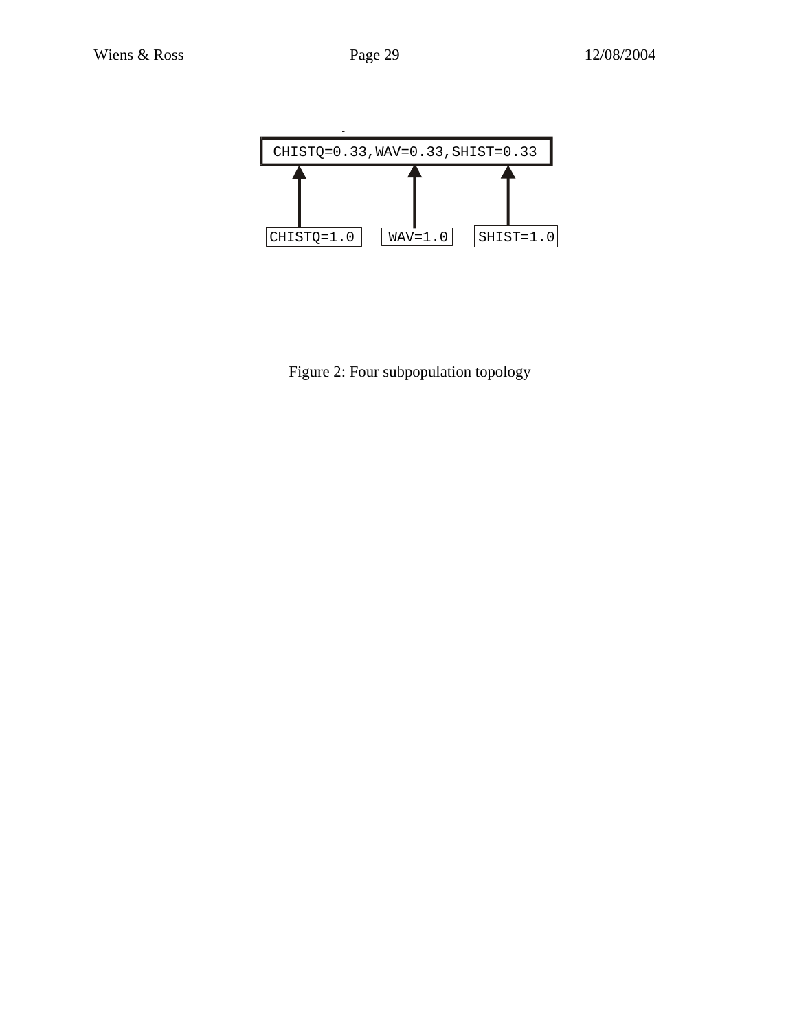```
CHISTQ=0.33,WAV=0.33,SHIST=0.33
    ▲             ▲           ▲
    |             |           |
CHISTQ=1.0     WAV=1.0     SHIST=1.0
```

Figure 2: Four subpopulation topology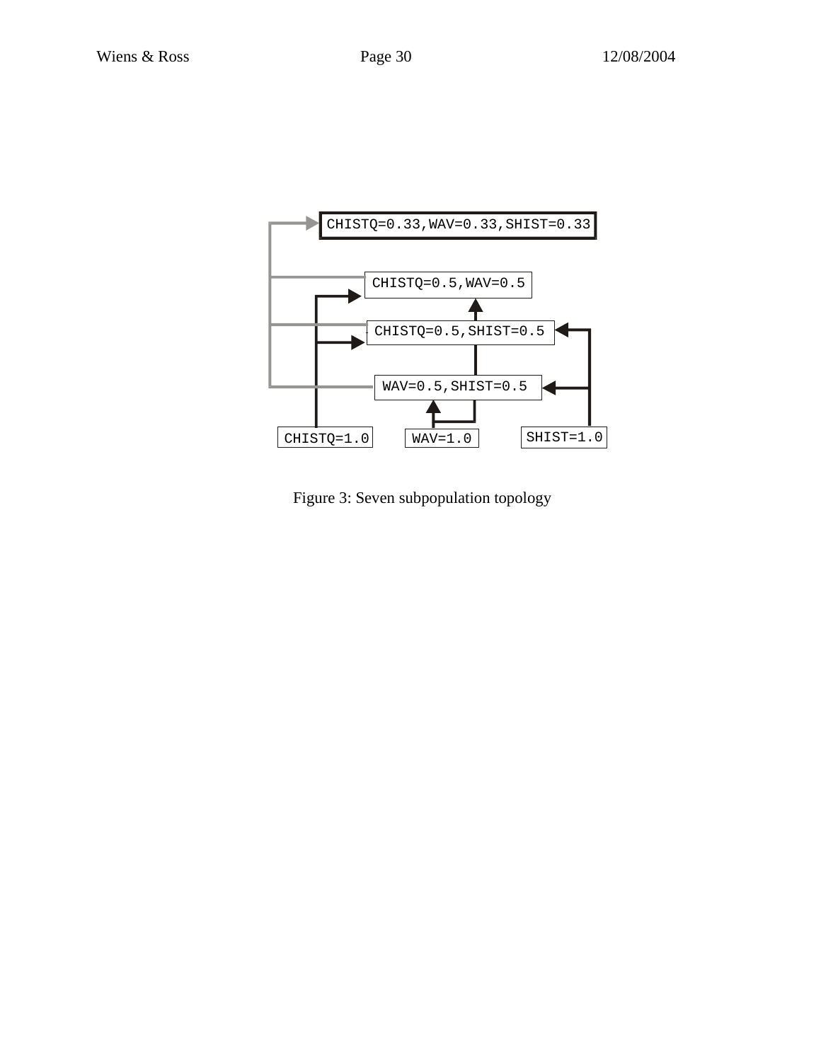CHISTQ=0.33,WAV=0.33,SHIST=0.33

CHISTQ=0.5,WAV=0.5

CHISTQ=0.5,SHIST=0.5

WAV=0.5,SHIST=0.5

CHISTQ=1.0 WAV=1.0 SHIST=1.0

Figure 3: Seven subpopulation topology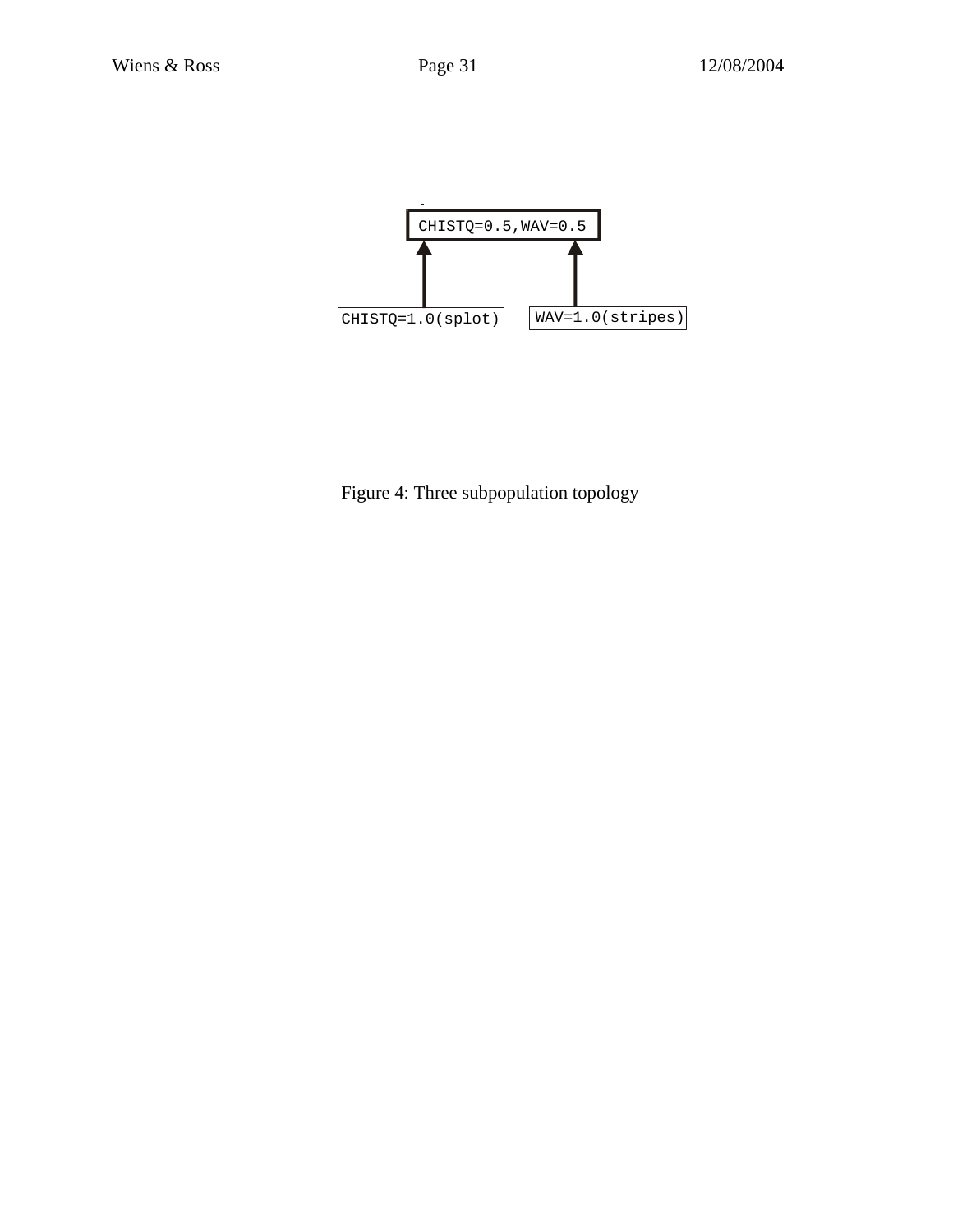CHISTQ=0.5,WAV=0.5

CHISTQ=1.0(splot)

WAV=1.0(stripes)

Figure 4: Three subpopulation topology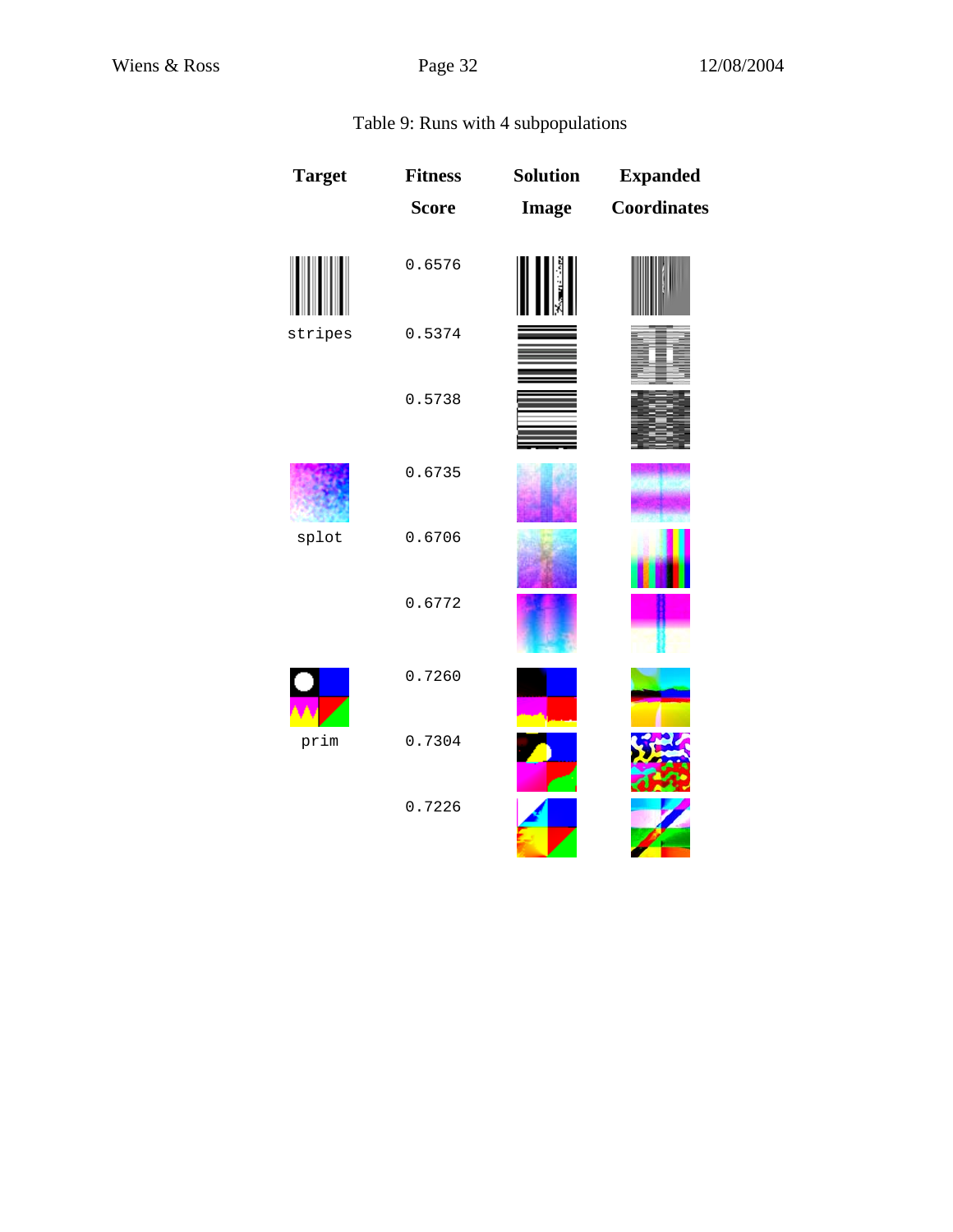Table 9: Runs with 4 subpopulations

| Target | Fitness Score | Solution Image | Expanded Coordinates |
| --- | --- | --- | --- |
| stripes | 0.6576 | | |
| | 0.5374 | | |
| | 0.5738 | | |
| splot | 0.6735 | | |
| | 0.6706 | | |
| | 0.6772 | | |
| prim | 0.7260 | | |
| | 0.7304 | | |
| | 0.7226 | | |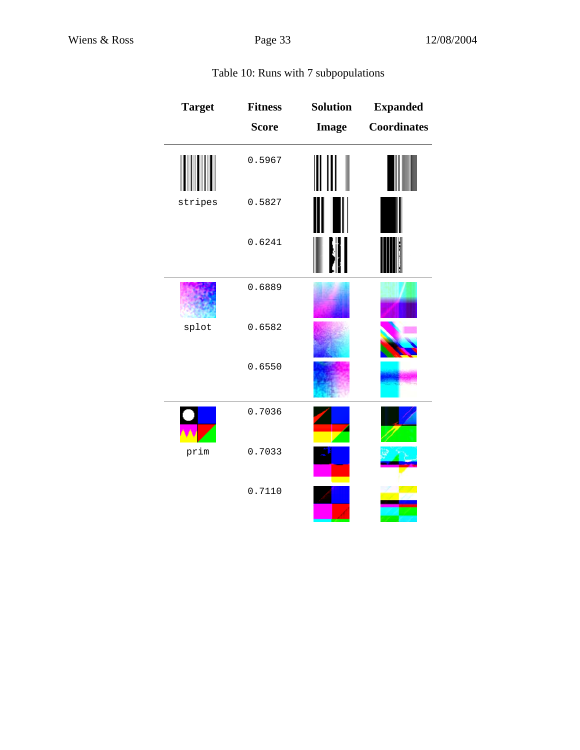Table 10: Runs with 7 subpopulations

| Target | Fitness Score | Solution Image | Expanded Coordinates |
|---|---|---|---|
| stripes | 0.5967 | | |
| | 0.5827 | | |
| | 0.6241 | | |
| splot | 0.6889 | | |
| | 0.6582 | | |
| | 0.6550 | | |
| prim | 0.7036 | | |
| | 0.7033 | | |
| | 0.7110 | | |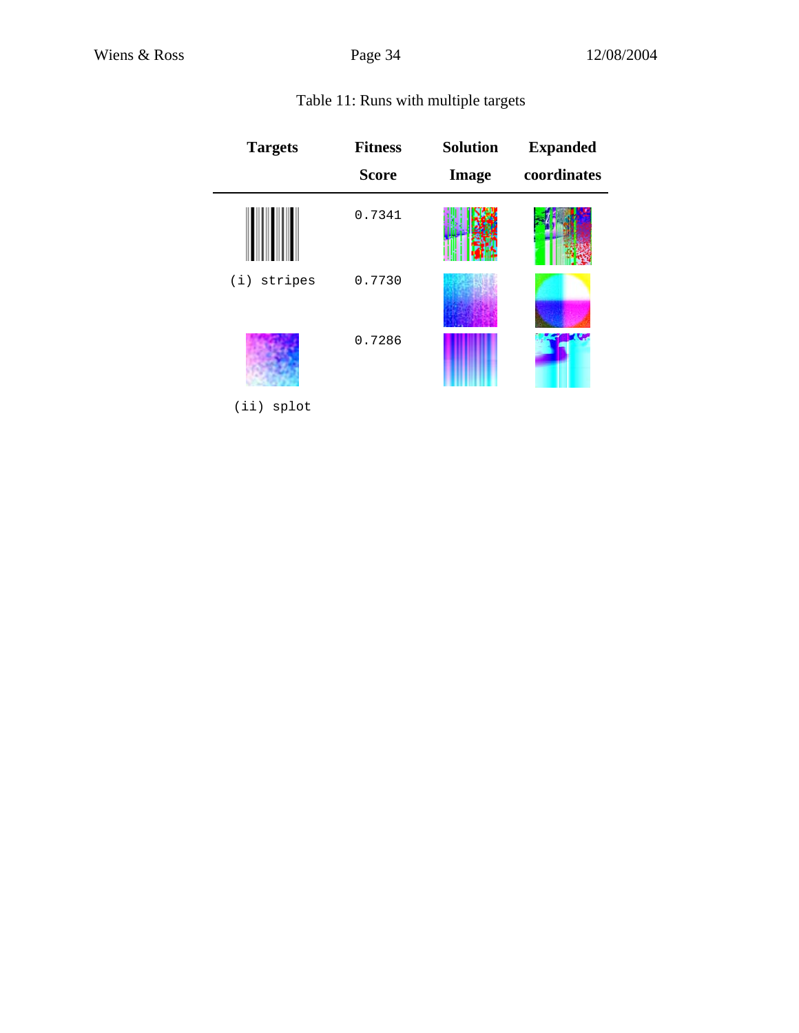Table 11: Runs with multiple targets

| Targets | Fitness Score | Solution Image | Expanded coordinates |
|---|---|---|---|
| | 0.7341 | | |
| (i) stripes | 0.7730 | | |
| | 0.7286 | | |
| (ii) splot | | | |